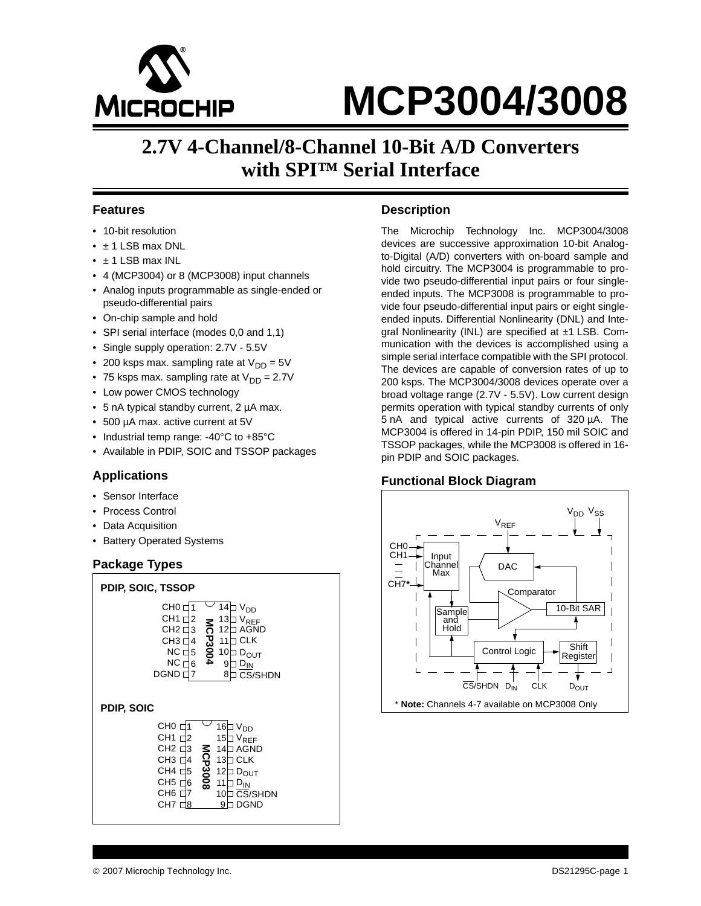# MCP3004/3008

## 2.7V 4-Channel/8-Channel 10-Bit A/D Converters with SPI™ Serial Interface

### Features

- 10-bit resolution
- ± 1 LSB max DNL
- ± 1 LSB max INL
- 4 (MCP3004) or 8 (MCP3008) input channels
- Analog inputs programmable as single-ended or pseudo-differential pairs
- On-chip sample and hold
- SPI serial interface (modes 0,0 and 1,1)
- Single supply operation: 2.7V - 5.5V
- 200 ksps max. sampling rate at $V_{DD}$ = 5V
- 75 ksps max. sampling rate at $V_{DD}$ = 2.7V
- Low power CMOS technology
- 5 nA typical standby current, 2 µA max.
- 500 µA max. active current at 5V
- Industrial temp range: -40°C to +85°C
- Available in PDIP, SOIC and TSSOP packages

### Applications

- Sensor Interface
- Process Control
- Data Acquisition
- Battery Operated Systems

### Package Types

**PDIP, SOIC, TSSOP**

MCP3004:

| Pin | Name | Pin | Name |
|---|---|---|---|
| 1 | CH0 | 14 | $V_{DD}$ |
| 2 | CH1 | 13 | $V_{REF}$ |
| 3 | CH2 | 12 | AGND |
| 4 | CH3 | 11 | CLK |
| 5 | NC | 10 | $D_{OUT}$ |
| 6 | NC | 9 | $D_{IN}$ |
| 7 | DGND | 8 | $\overline{CS}$/SHDN |

**PDIP, SOIC**

MCP3008:

| Pin | Name | Pin | Name |
|---|---|---|---|
| 1 | CH0 | 16 | $V_{DD}$ |
| 2 | CH1 | 15 | $V_{REF}$ |
| 3 | CH2 | 14 | AGND |
| 4 | CH3 | 13 | CLK |
| 5 | CH4 | 12 | $D_{OUT}$ |
| 6 | CH5 | 11 | $D_{IN}$ |
| 7 | CH6 | 10 | $\overline{CS}$/SHDN |
| 8 | CH7 | 9 | DGND |

### Description

The Microchip Technology Inc. MCP3004/3008 devices are successive approximation 10-bit Analog-to-Digital (A/D) converters with on-board sample and hold circuitry. The MCP3004 is programmable to provide two pseudo-differential input pairs or four single-ended inputs. The MCP3008 is programmable to provide four pseudo-differential input pairs or eight single-ended inputs. Differential Nonlinearity (DNL) and Integral Nonlinearity (INL) are specified at ±1 LSB. Communication with the devices is accomplished using a simple serial interface compatible with the SPI protocol. The devices are capable of conversion rates of up to 200 ksps. The MCP3004/3008 devices operate over a broad voltage range (2.7V - 5.5V). Low current design permits operation with typical standby currents of only 5 nA and typical active currents of 320 µA. The MCP3004 is offered in 14-pin PDIP, 150 mil SOIC and TSSOP packages, while the MCP3008 is offered in 16-pin PDIP and SOIC packages.

### Functional Block Diagram

$V_{DD}$ $V_{SS}$ $V_{REF}$ CH0 CH1 CH7* Input Channel Max DAC Comparator 10-Bit SAR Sample and Hold Control Logic Shift Register $\overline{CS}$/SHDN $D_{IN}$ CLK $D_{OUT}$

\* **Note:** Channels 4-7 available on MCP3008 Only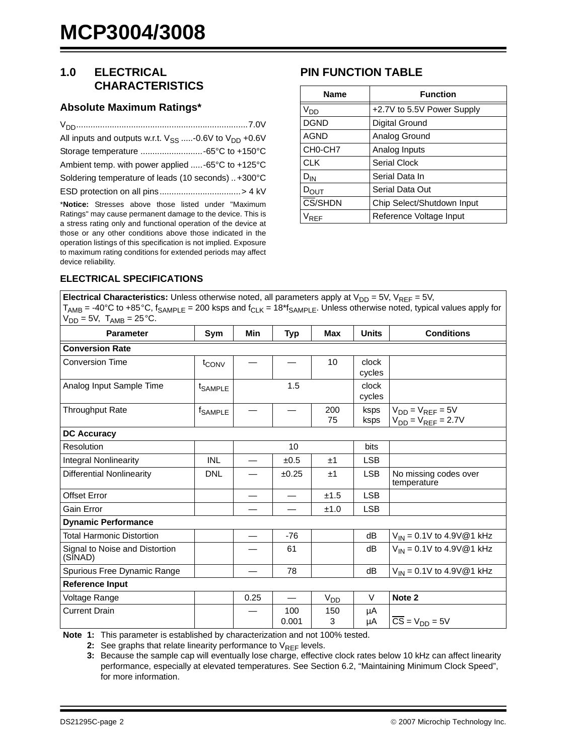## 1.0 ELECTRICAL CHARACTERISTICS

### Absolute Maximum Ratings*

$V_{DD}$ ........................................................................ 7.0V

All inputs and outputs w.r.t. $V_{SS}$ ..... -0.6V to $V_{DD}$ +0.6V

Storage temperature .......................... -65°C to +150°C

Ambient temp. with power applied ..... -65°C to +125°C

Soldering temperature of leads (10 seconds) .. +300°C

ESD protection on all pins ................................ > 4 kV

***Notice:** Stresses above those listed under "Maximum Ratings" may cause permanent damage to the device. This is a stress rating only and functional operation of the device at those or any other conditions above those indicated in the operation listings of this specification is not implied. Exposure to maximum rating conditions for extended periods may affect device reliability.

## PIN FUNCTION TABLE

| Name | Function |
|---|---|
| $V_{DD}$ | +2.7V to 5.5V Power Supply |
| DGND | Digital Ground |
| AGND | Analog Ground |
| CH0-CH7 | Analog Inputs |
| CLK | Serial Clock |
| $D_{IN}$ | Serial Data In |
| $D_{OUT}$ | Serial Data Out |
| $\overline{CS}$/SHDN | Chip Select/Shutdown Input |
| $V_{REF}$ | Reference Voltage Input |

### ELECTRICAL SPECIFICATIONS

**Electrical Characteristics:** Unless otherwise noted, all parameters apply at $V_{DD}$ = 5V, $V_{REF}$ = 5V, $T_{AMB}$ = -40°C to +85°C, $f_{SAMPLE}$ = 200 ksps and $f_{CLK}$ = 18*$f_{SAMPLE}$. Unless otherwise noted, typical values apply for $V_{DD}$ = 5V, $T_{AMB}$ = 25°C.

| Parameter | Sym | Min | Typ | Max | Units | Conditions |
|---|---|---|---|---|---|---|
| **Conversion Rate** | | | | | | |
| Conversion Time | $t_{CONV}$ | — | — | 10 | clock cycles | |
| Analog Input Sample Time | $t_{SAMPLE}$ | | 1.5 | | clock cycles | |
| Throughput Rate | $f_{SAMPLE}$ | — | — | 200<br>75 | ksps<br>ksps | $V_{DD} = V_{REF}$ = 5V<br>$V_{DD} = V_{REF}$ = 2.7V |
| **DC Accuracy** | | | | | | |
| Resolution | | | 10 | | bits | |
| Integral Nonlinearity | INL | — | ±0.5 | ±1 | LSB | |
| Differential Nonlinearity | DNL | — | ±0.25 | ±1 | LSB | No missing codes over temperature |
| Offset Error | | — | — | ±1.5 | LSB | |
| Gain Error | | — | — | ±1.0 | LSB | |
| **Dynamic Performance** | | | | | | |
| Total Harmonic Distortion | | — | -76 | | dB | $V_{IN}$ = 0.1V to 4.9V@1 kHz |
| Signal to Noise and Distortion (SINAD) | | — | 61 | | dB | $V_{IN}$ = 0.1V to 4.9V@1 kHz |
| Spurious Free Dynamic Range | | — | 78 | | dB | $V_{IN}$ = 0.1V to 4.9V@1 kHz |
| **Reference Input** | | | | | | |
| Voltage Range | | 0.25 | — | $V_{DD}$ | V | **Note 2** |
| Current Drain | | — | 100<br>0.001 | 150<br>3 | µA<br>µA | <br>$\overline{CS} = V_{DD}$ = 5V |

**Note 1:** This parameter is established by characterization and not 100% tested.

**2:** See graphs that relate linearity performance to $V_{REF}$ levels.

**3:** Because the sample cap will eventually lose charge, effective clock rates below 10 kHz can affect linearity performance, especially at elevated temperatures. See Section 6.2, "Maintaining Minimum Clock Speed", for more information.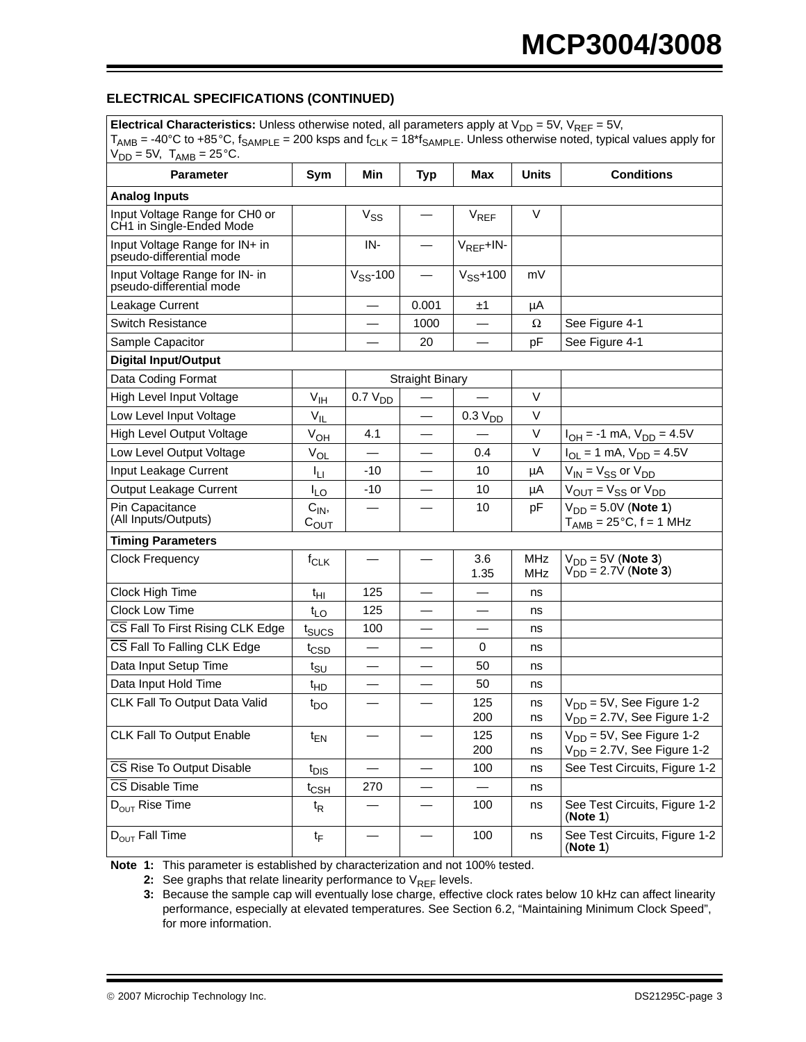## ELECTRICAL SPECIFICATIONS (CONTINUED)

| **Electrical Characteristics:** Unless otherwise noted, all parameters apply at $V_{DD}$ = 5V, $V_{REF}$ = 5V, $T_{AMB}$ = -40°C to +85°C, $f_{SAMPLE}$ = 200 ksps and $f_{CLK}$ = 18*$f_{SAMPLE}$. Unless otherwise noted, typical values apply for $V_{DD}$ = 5V, $T_{AMB}$ = 25°C. | | | | | | |
|---|---|---|---|---|---|---|
| **Parameter** | **Sym** | **Min** | **Typ** | **Max** | **Units** | **Conditions** |
| **Analog Inputs** | | | | | | |
| Input Voltage Range for CH0 or CH1 in Single-Ended Mode | | $V_{SS}$ | — | $V_{REF}$ | V | |
| Input Voltage Range for IN+ in pseudo-differential mode | | IN- | — | $V_{REF}$+IN- | | |
| Input Voltage Range for IN- in pseudo-differential mode | | $V_{SS}$-100 | — | $V_{SS}$+100 | mV | |
| Leakage Current | | — | 0.001 | ±1 | µA | |
| Switch Resistance | | — | 1000 | — | Ω | See Figure 4-1 |
| Sample Capacitor | | — | 20 | — | pF | See Figure 4-1 |
| **Digital Input/Output** | | | | | | |
| Data Coding Format | | | Straight Binary | | | |
| High Level Input Voltage | $V_{IH}$ | 0.7 $V_{DD}$ | — | — | V | |
| Low Level Input Voltage | $V_{IL}$ | | — | 0.3 $V_{DD}$ | V | |
| High Level Output Voltage | $V_{OH}$ | 4.1 | — | — | V | $I_{OH}$ = -1 mA, $V_{DD}$ = 4.5V |
| Low Level Output Voltage | $V_{OL}$ | — | — | 0.4 | V | $I_{OL}$ = 1 mA, $V_{DD}$ = 4.5V |
| Input Leakage Current | $I_{LI}$ | -10 | — | 10 | µA | $V_{IN}$ = $V_{SS}$ or $V_{DD}$ |
| Output Leakage Current | $I_{LO}$ | -10 | — | 10 | µA | $V_{OUT}$ = $V_{SS}$ or $V_{DD}$ |
| Pin Capacitance (All Inputs/Outputs) | $C_{IN}$, $C_{OUT}$ | — | — | 10 | pF | $V_{DD}$ = 5.0V (**Note 1**) $T_{AMB}$ = 25°C, f = 1 MHz |
| **Timing Parameters** | | | | | | |
| Clock Frequency | $f_{CLK}$ | — | — | 3.6<br>1.35 | MHz<br>MHz | $V_{DD}$ = 5V (**Note 3**)<br>$V_{DD}$ = 2.7V (**Note 3**) |
| Clock High Time | $t_{HI}$ | 125 | — | — | ns | |
| Clock Low Time | $t_{LO}$ | 125 | — | — | ns | |
| $\overline{CS}$ Fall To First Rising CLK Edge | $t_{SUCS}$ | 100 | — | — | ns | |
| $\overline{CS}$ Fall To Falling CLK Edge | $t_{CSD}$ | — | — | 0 | ns | |
| Data Input Setup Time | $t_{SU}$ | — | — | 50 | ns | |
| Data Input Hold Time | $t_{HD}$ | — | — | 50 | ns | |
| CLK Fall To Output Data Valid | $t_{DO}$ | — | — | 125<br>200 | ns<br>ns | $V_{DD}$ = 5V, See Figure 1-2<br>$V_{DD}$ = 2.7V, See Figure 1-2 |
| CLK Fall To Output Enable | $t_{EN}$ | — | — | 125<br>200 | ns<br>ns | $V_{DD}$ = 5V, See Figure 1-2<br>$V_{DD}$ = 2.7V, See Figure 1-2 |
| $\overline{CS}$ Rise To Output Disable | $t_{DIS}$ | — | — | 100 | ns | See Test Circuits, Figure 1-2 |
| $\overline{CS}$ Disable Time | $t_{CSH}$ | 270 | — | — | ns | |
| $D_{OUT}$ Rise Time | $t_R$ | — | — | 100 | ns | See Test Circuits, Figure 1-2 (**Note 1**) |
| $D_{OUT}$ Fall Time | $t_F$ | — | — | 100 | ns | See Test Circuits, Figure 1-2 (**Note 1**) |

**Note 1:** This parameter is established by characterization and not 100% tested.

**2:** See graphs that relate linearity performance to $V_{REF}$ levels.

**3:** Because the sample cap will eventually lose charge, effective clock rates below 10 kHz can affect linearity performance, especially at elevated temperatures. See Section 6.2, "Maintaining Minimum Clock Speed", for more information.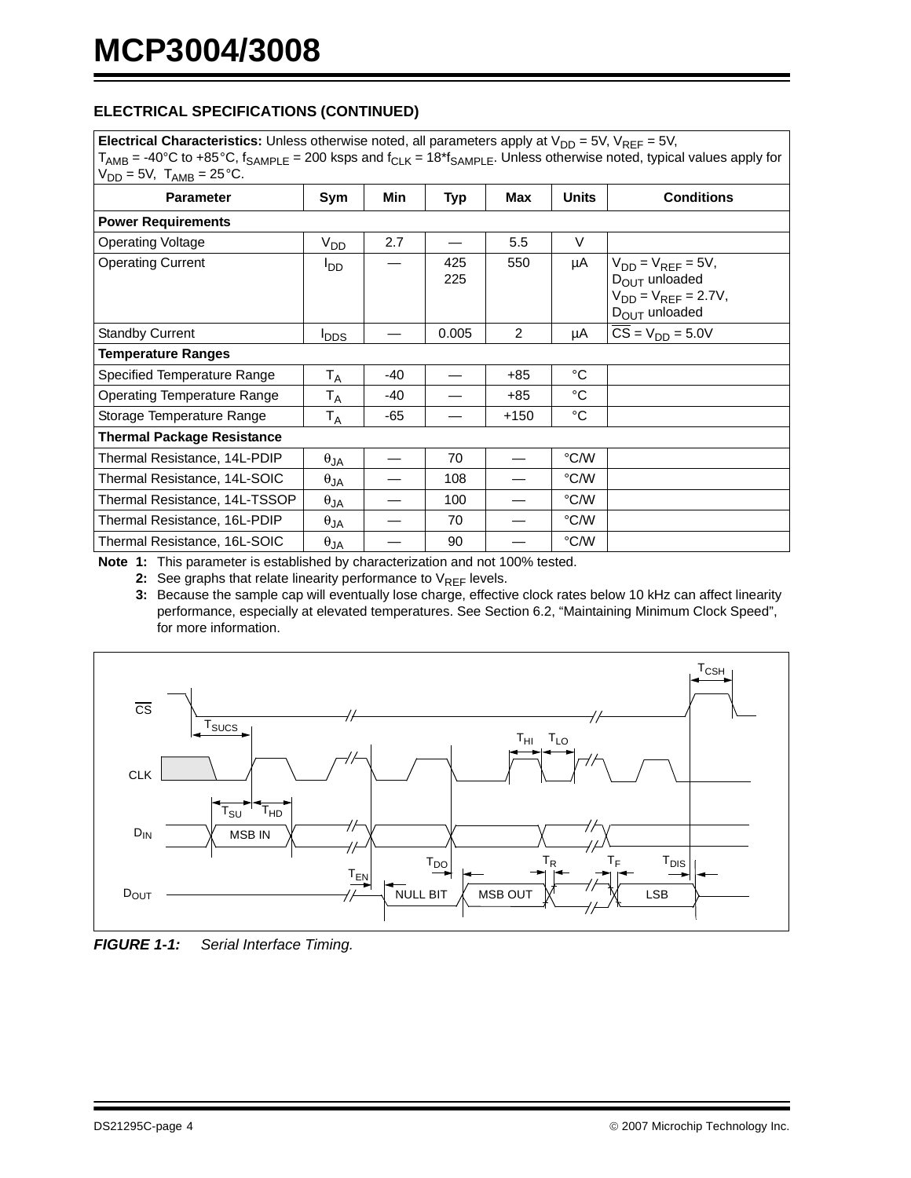### ELECTRICAL SPECIFICATIONS (CONTINUED)

| **Electrical Characteristics:** Unless otherwise noted, all parameters apply at $V_{DD}$ = 5V, $V_{REF}$ = 5V, $T_{AMB}$ = -40°C to +85°C, $f_{SAMPLE}$ = 200 ksps and $f_{CLK}$ = 18*$f_{SAMPLE}$. Unless otherwise noted, typical values apply for $V_{DD}$ = 5V, $T_{AMB}$ = 25°C. | | | | | | |
|---|---|---|---|---|---|---|
| **Parameter** | **Sym** | **Min** | **Typ** | **Max** | **Units** | **Conditions** |
| **Power Requirements** | | | | | | |
| Operating Voltage | $V_{DD}$ | 2.7 | — | 5.5 | V | |
| Operating Current | $I_{DD}$ | — | 425<br>225 | 550 | µA | $V_{DD}$ = $V_{REF}$ = 5V, $D_{OUT}$ unloaded<br>$V_{DD}$ = $V_{REF}$ = 2.7V, $D_{OUT}$ unloaded |
| Standby Current | $I_{DDS}$ | — | 0.005 | 2 | µA | $\overline{CS}$ = $V_{DD}$ = 5.0V |
| **Temperature Ranges** | | | | | | |
| Specified Temperature Range | $T_A$ | -40 | — | +85 | °C | |
| Operating Temperature Range | $T_A$ | -40 | — | +85 | °C | |
| Storage Temperature Range | $T_A$ | -65 | — | +150 | °C | |
| **Thermal Package Resistance** | | | | | | |
| Thermal Resistance, 14L-PDIP | $\theta_{JA}$ | — | 70 | — | °C/W | |
| Thermal Resistance, 14L-SOIC | $\theta_{JA}$ | — | 108 | — | °C/W | |
| Thermal Resistance, 14L-TSSOP | $\theta_{JA}$ | — | 100 | — | °C/W | |
| Thermal Resistance, 16L-PDIP | $\theta_{JA}$ | — | 70 | — | °C/W | |
| Thermal Resistance, 16L-SOIC | $\theta_{JA}$ | — | 90 | — | °C/W | |

**Note 1:** This parameter is established by characterization and not 100% tested.

**2:** See graphs that relate linearity performance to $V_{REF}$ levels.

**3:** Because the sample cap will eventually lose charge, effective clock rates below 10 kHz can affect linearity performance, especially at elevated temperatures. See Section 6.2, “Maintaining Minimum Clock Speed”, for more information.

***FIGURE 1-1:*** *Serial Interface Timing.*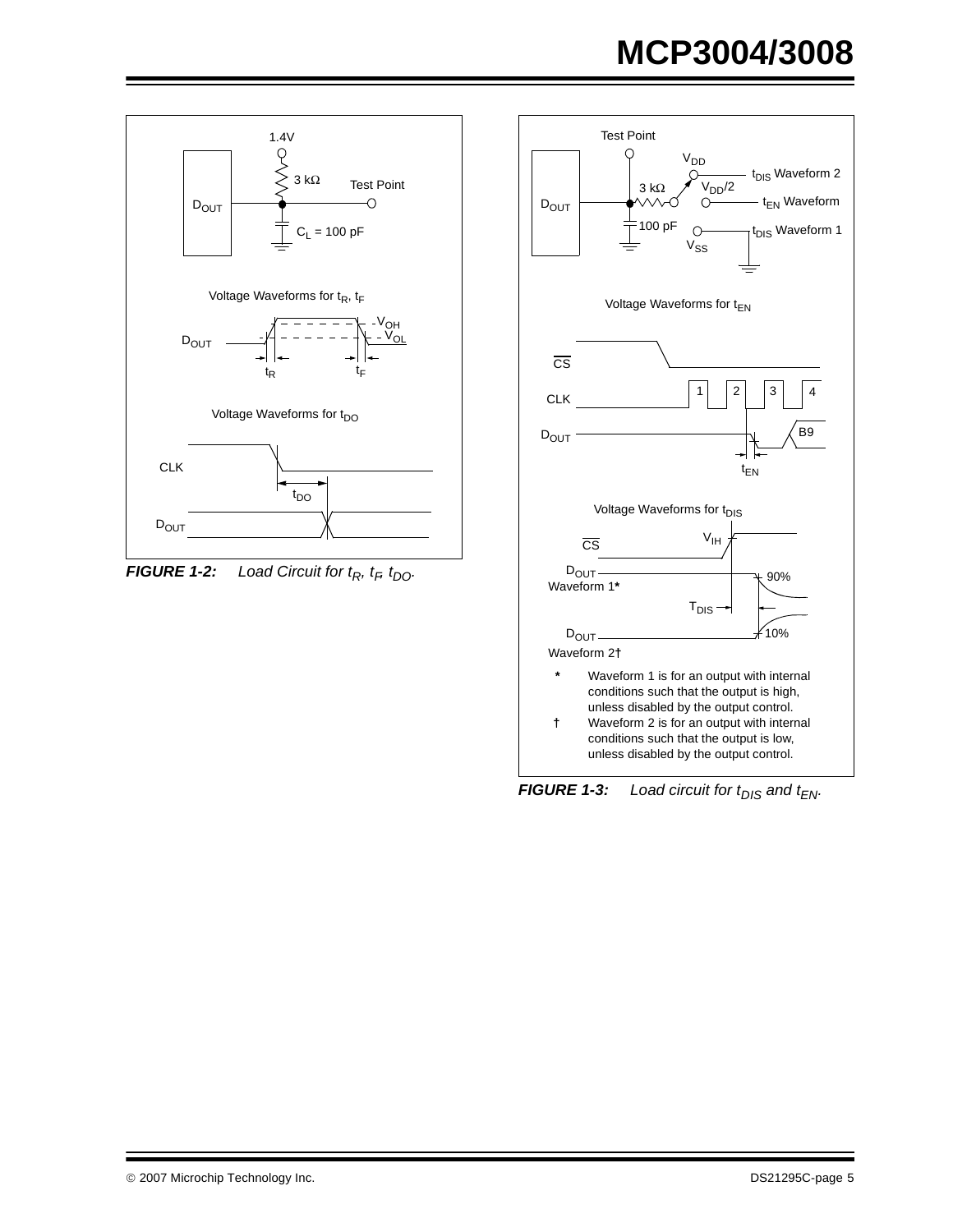**FIGURE 1-2:** *Load Circuit for $t_R$, $t_F$, $t_{DO}$.*

**FIGURE 1-3:** *Load circuit for $t_{DIS}$ and $t_{EN}$.*

\* Waveform 1 is for an output with internal conditions such that the output is high, unless disabled by the output control.

† Waveform 2 is for an output with internal conditions such that the output is low, unless disabled by the output control.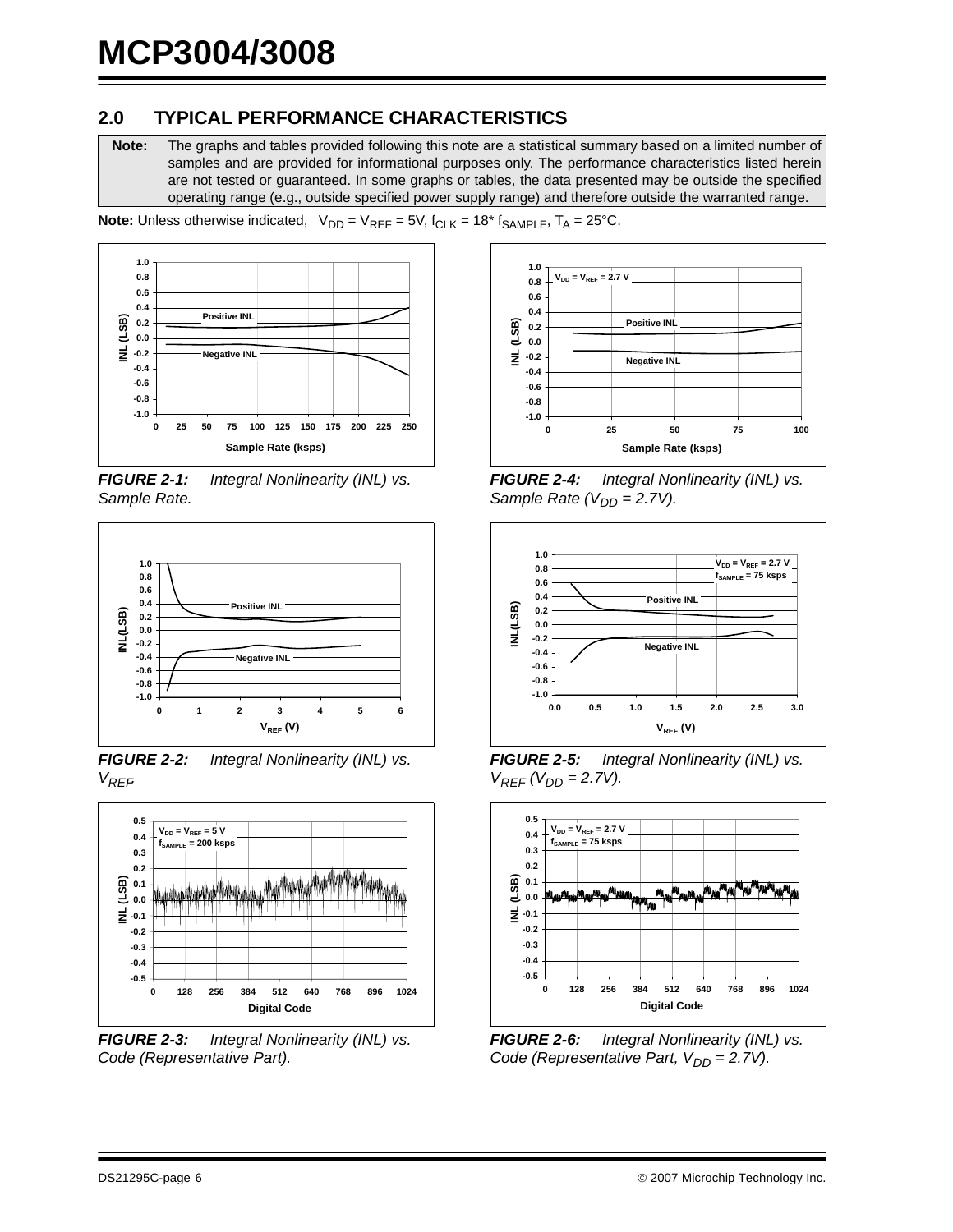## 2.0 TYPICAL PERFORMANCE CHARACTERISTICS

| Note: | The graphs and tables provided following this note are a statistical summary based on a limited number of samples and are provided for informational purposes only. The performance characteristics listed herein are not tested or guaranteed. In some graphs or tables, the data presented may be outside the specified operating range (e.g., outside specified power supply range) and therefore outside the warranted range. |
|---|---|

**Note:** Unless otherwise indicated, $V_{DD} = V_{REF} = 5V$, $f_{CLK} = 18* f_{SAMPLE}$, $T_A = 25°C$.

***FIGURE 2-1:*** *Integral Nonlinearity (INL) vs. Sample Rate.*

***FIGURE 2-2:*** *Integral Nonlinearity (INL) vs. $V_{REF}$*

***FIGURE 2-3:*** *Integral Nonlinearity (INL) vs. Code (Representative Part).*

***FIGURE 2-4:*** *Integral Nonlinearity (INL) vs. Sample Rate ($V_{DD}$ = 2.7V).*

***FIGURE 2-5:*** *Integral Nonlinearity (INL) vs. $V_{REF}$ ($V_{DD}$ = 2.7V).*

***FIGURE 2-6:*** *Integral Nonlinearity (INL) vs. Code (Representative Part, $V_{DD}$ = 2.7V).*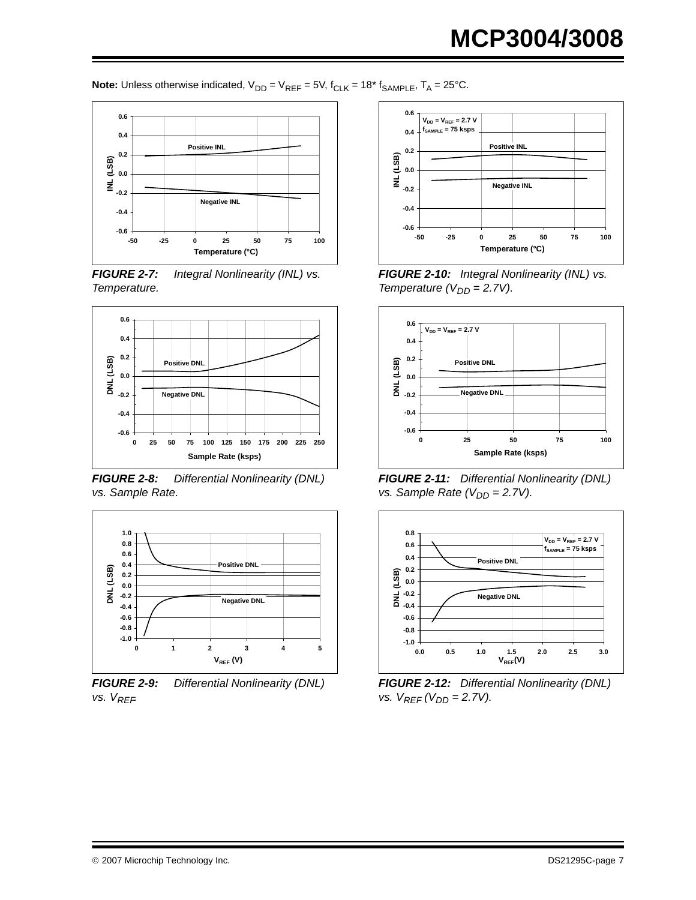**Note:** Unless otherwise indicated, $V_{DD} = V_{REF} = 5V$, $f_{CLK} = 18^{*} f_{SAMPLE}$, $T_A = 25°C$.

***FIGURE 2-7:*** *Integral Nonlinearity (INL) vs. Temperature.*

***FIGURE 2-8:*** *Differential Nonlinearity (DNL) vs. Sample Rate.*

***FIGURE 2-9:*** *Differential Nonlinearity (DNL) vs. $V_{REF}$.*

***FIGURE 2-10:*** *Integral Nonlinearity (INL) vs. Temperature ($V_{DD}$ = 2.7V).*

***FIGURE 2-11:*** *Differential Nonlinearity (DNL) vs. Sample Rate ($V_{DD}$ = 2.7V).*

***FIGURE 2-12:*** *Differential Nonlinearity (DNL) vs. $V_{REF}$ ($V_{DD}$ = 2.7V).*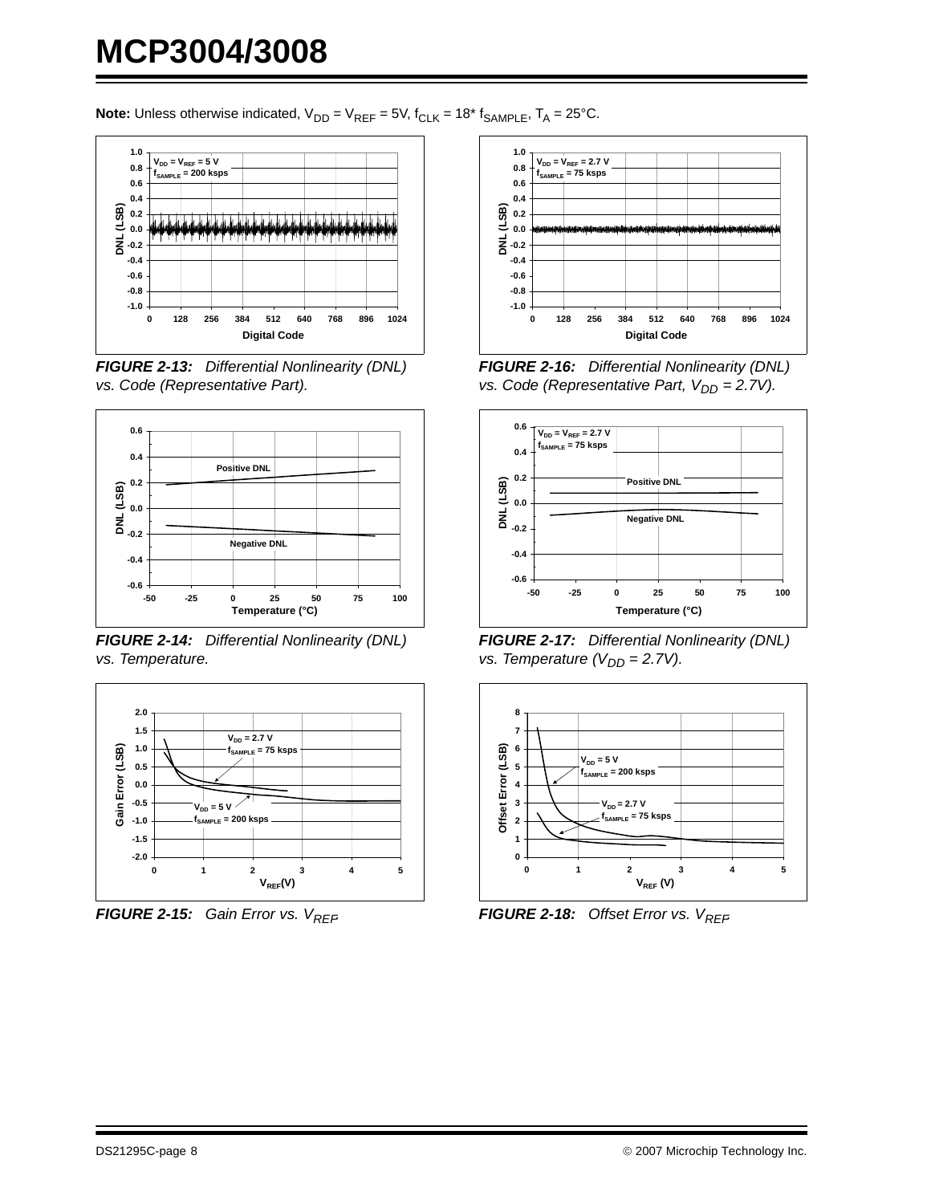**Note:** Unless otherwise indicated, $V_{DD} = V_{REF} = 5V$, $f_{CLK} = 18^* f_{SAMPLE}$, $T_A = 25°C$.

***FIGURE 2-13:*** *Differential Nonlinearity (DNL) vs. Code (Representative Part).*

***FIGURE 2-14:*** *Differential Nonlinearity (DNL) vs. Temperature.*

***FIGURE 2-15:*** *Gain Error vs. $V_{REF}$.*

***FIGURE 2-16:*** *Differential Nonlinearity (DNL) vs. Code (Representative Part, $V_{DD}$ = 2.7V).*

***FIGURE 2-17:*** *Differential Nonlinearity (DNL) vs. Temperature ($V_{DD}$ = 2.7V).*

***FIGURE 2-18:*** *Offset Error vs. $V_{REF}$.*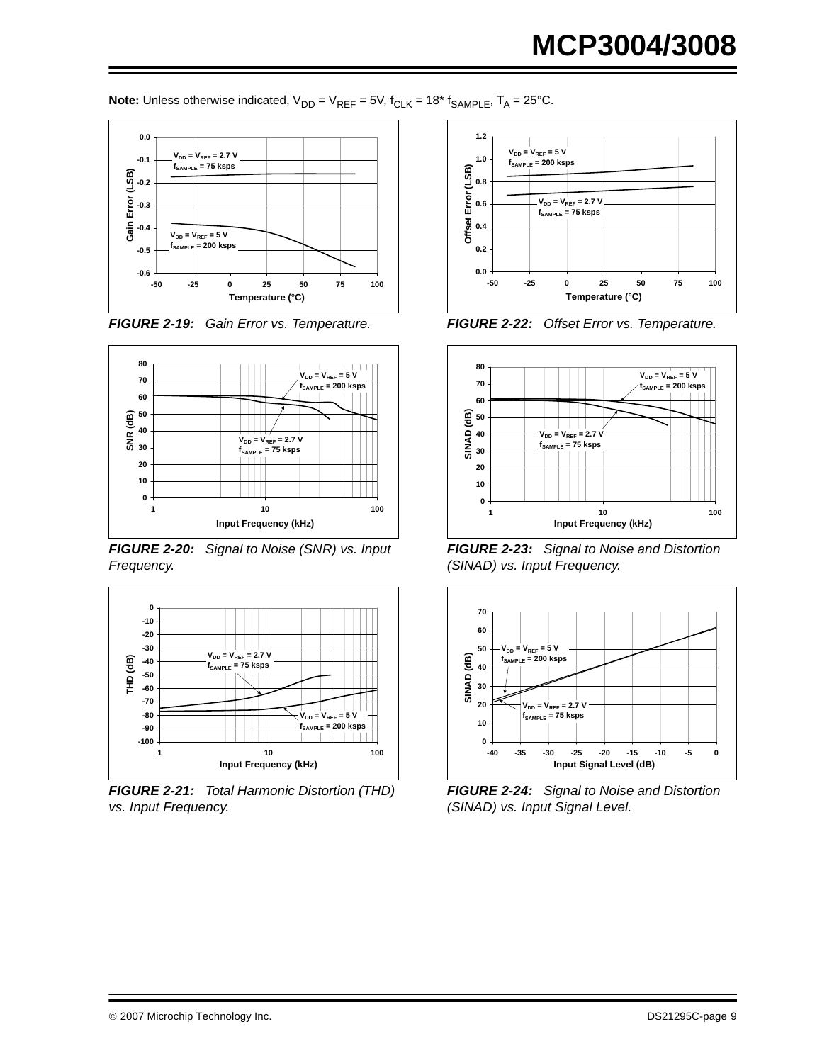**Note:** Unless otherwise indicated, $V_{DD} = V_{REF} = 5V$, $f_{CLK} = 18^* f_{SAMPLE}$, $T_A = 25°C$.

***FIGURE 2-19:*** *Gain Error vs. Temperature.*

***FIGURE 2-20:*** *Signal to Noise (SNR) vs. Input Frequency.*

***FIGURE 2-21:*** *Total Harmonic Distortion (THD) vs. Input Frequency.*

***FIGURE 2-22:*** *Offset Error vs. Temperature.*

***FIGURE 2-23:*** *Signal to Noise and Distortion (SINAD) vs. Input Frequency.*

***FIGURE 2-24:*** *Signal to Noise and Distortion (SINAD) vs. Input Signal Level.*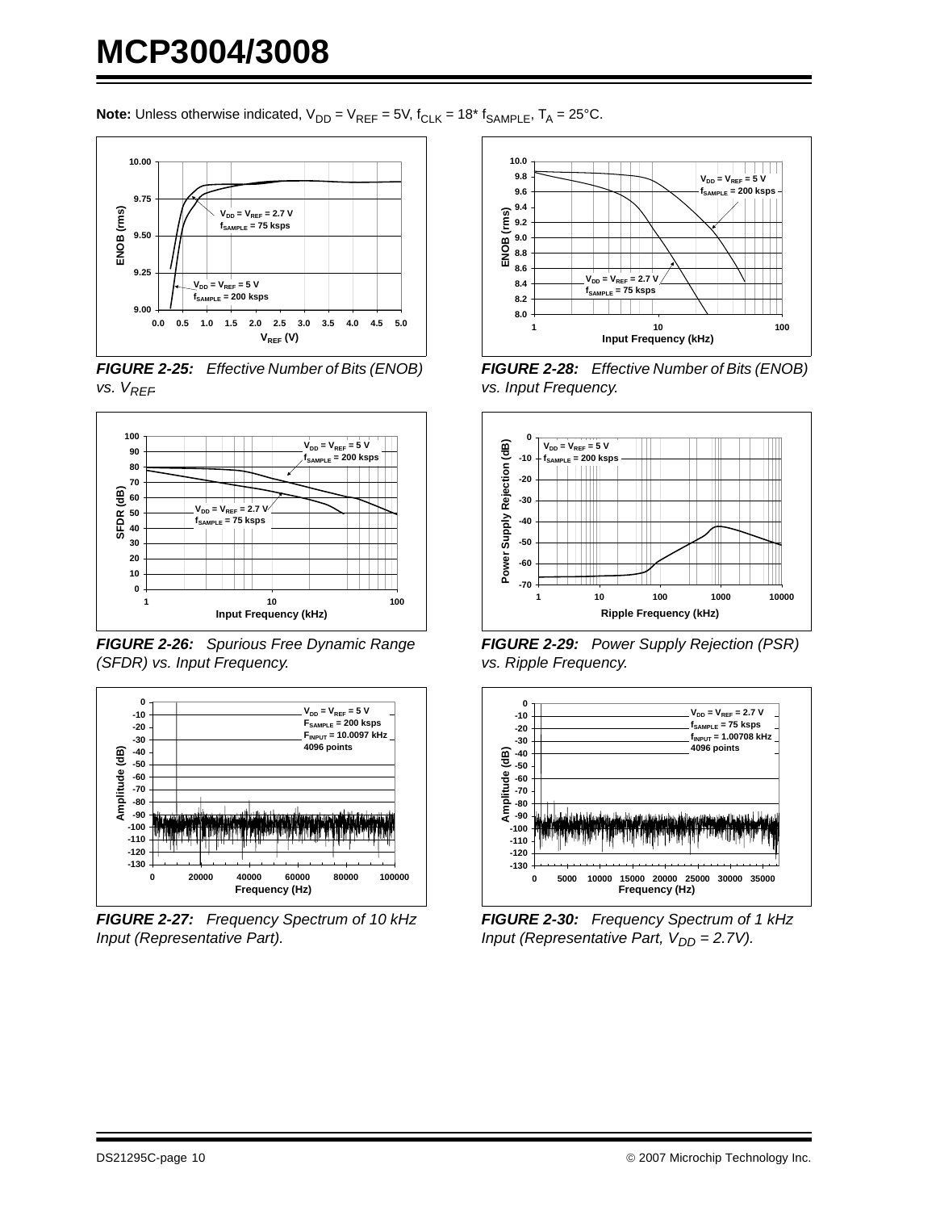**Note:** Unless otherwise indicated, $V_{DD} = V_{REF} = 5V$, $f_{CLK} = 18^* f_{SAMPLE}$, $T_A = 25°C$.

***FIGURE 2-25:*** *Effective Number of Bits (ENOB) vs. $V_{REF}$*

***FIGURE 2-26:*** *Spurious Free Dynamic Range (SFDR) vs. Input Frequency.*

***FIGURE 2-27:*** *Frequency Spectrum of 10 kHz Input (Representative Part).*

***FIGURE 2-28:*** *Effective Number of Bits (ENOB) vs. Input Frequency.*

***FIGURE 2-29:*** *Power Supply Rejection (PSR) vs. Ripple Frequency.*

***FIGURE 2-30:*** *Frequency Spectrum of 1 kHz Input (Representative Part, $V_{DD}$ = 2.7V).*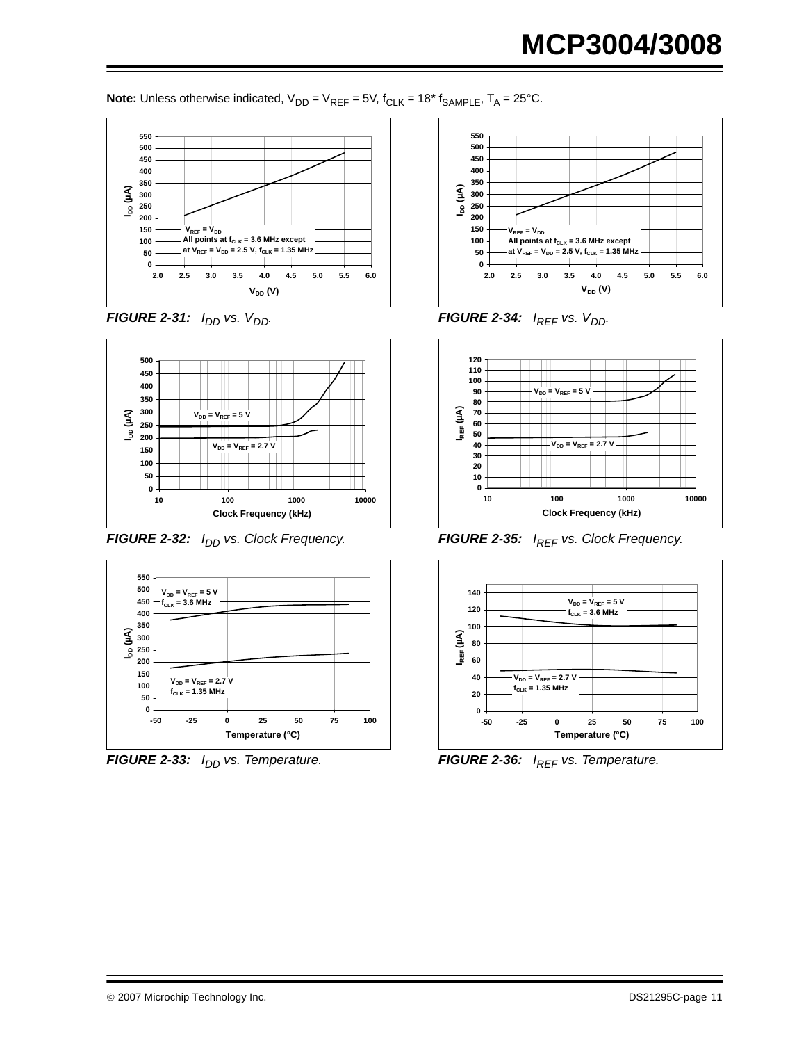**Note:** Unless otherwise indicated, $V_{DD} = V_{REF} = 5V$, $f_{CLK} = 18* f_{SAMPLE}$, $T_A = 25°C$.

***FIGURE 2-31:*** *$I_{DD}$ vs. $V_{DD}$.*

***FIGURE 2-32:*** *$I_{DD}$ vs. Clock Frequency.*

***FIGURE 2-33:*** *$I_{DD}$ vs. Temperature.*

***FIGURE 2-34:*** *$I_{REF}$ vs. $V_{DD}$.*

***FIGURE 2-35:*** *$I_{REF}$ vs. Clock Frequency.*

***FIGURE 2-36:*** *$I_{REF}$ vs. Temperature.*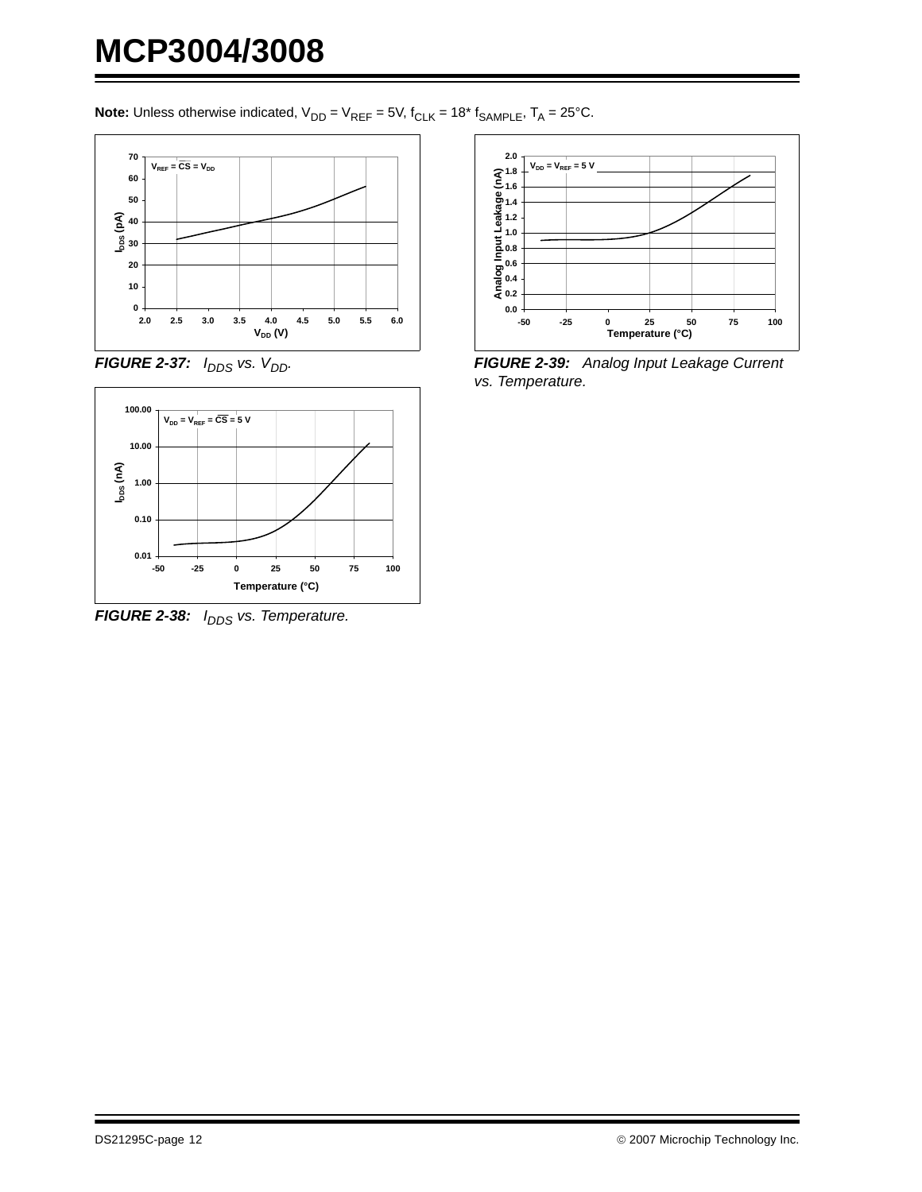**Note:** Unless otherwise indicated, $V_{DD} = V_{REF} = 5V$, $f_{CLK} = 18* f_{SAMPLE}$, $T_A = 25°C$.

***FIGURE 2-37:*** *$I_{DDS}$ vs. $V_{DD}$.*

***FIGURE 2-38:*** *$I_{DDS}$ vs. Temperature.*

***FIGURE 2-39:*** *Analog Input Leakage Current vs. Temperature.*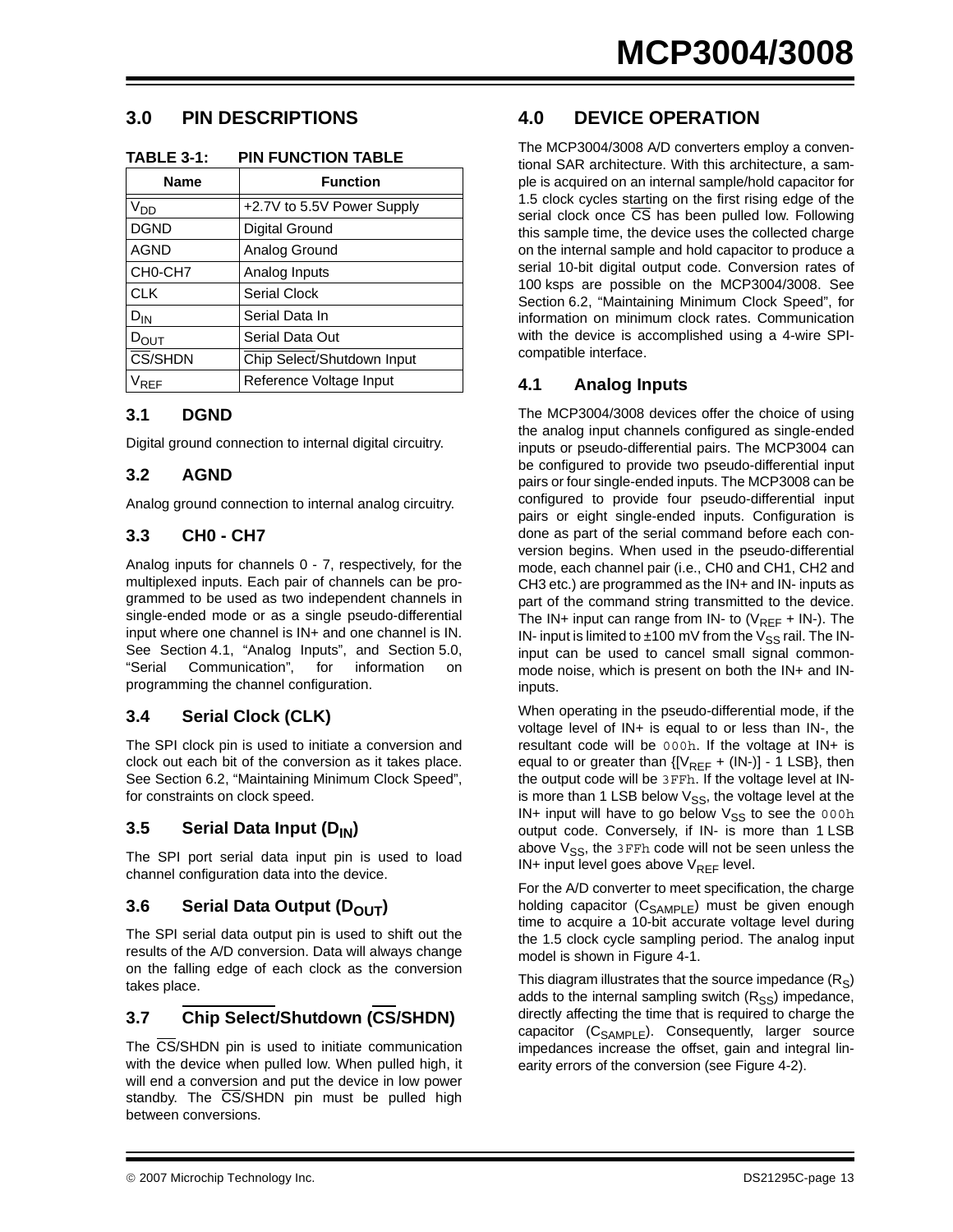## 3.0 PIN DESCRIPTIONS

**TABLE 3-1: PIN FUNCTION TABLE**

| Name | Function |
|---|---|
| $V_{DD}$ | +2.7V to 5.5V Power Supply |
| DGND | Digital Ground |
| AGND | Analog Ground |
| CH0-CH7 | Analog Inputs |
| CLK | Serial Clock |
| $D_{IN}$ | Serial Data In |
| $D_{OUT}$ | Serial Data Out |
| $\overline{CS}$/SHDN | Chip Select/Shutdown Input |
| $V_{REF}$ | Reference Voltage Input |

### 3.1 DGND

Digital ground connection to internal digital circuitry.

### 3.2 AGND

Analog ground connection to internal analog circuitry.

### 3.3 CH0 - CH7

Analog inputs for channels 0 - 7, respectively, for the multiplexed inputs. Each pair of channels can be programmed to be used as two independent channels in single-ended mode or as a single pseudo-differential input where one channel is IN+ and one channel is IN. See Section 4.1, "Analog Inputs", and Section 5.0, "Serial Communication", for information on programming the channel configuration.

### 3.4 Serial Clock (CLK)

The SPI clock pin is used to initiate a conversion and clock out each bit of the conversion as it takes place. See Section 6.2, "Maintaining Minimum Clock Speed", for constraints on clock speed.

### 3.5 Serial Data Input ($D_{IN}$)

The SPI port serial data input pin is used to load channel configuration data into the device.

### 3.6 Serial Data Output ($D_{OUT}$)

The SPI serial data output pin is used to shift out the results of the A/D conversion. Data will always change on the falling edge of each clock as the conversion takes place.

### 3.7 Chip Select/Shutdown ($\overline{CS}$/SHDN)

The $\overline{CS}$/SHDN pin is used to initiate communication with the device when pulled low. When pulled high, it will end a conversion and put the device in low power standby. The $\overline{CS}$/SHDN pin must be pulled high between conversions.

## 4.0 DEVICE OPERATION

The MCP3004/3008 A/D converters employ a conventional SAR architecture. With this architecture, a sample is acquired on an internal sample/hold capacitor for 1.5 clock cycles starting on the first rising edge of the serial clock once $\overline{CS}$ has been pulled low. Following this sample time, the device uses the collected charge on the internal sample and hold capacitor to produce a serial 10-bit digital output code. Conversion rates of 100 ksps are possible on the MCP3004/3008. See Section 6.2, "Maintaining Minimum Clock Speed", for information on minimum clock rates. Communication with the device is accomplished using a 4-wire SPI-compatible interface.

### 4.1 Analog Inputs

The MCP3004/3008 devices offer the choice of using the analog input channels configured as single-ended inputs or pseudo-differential pairs. The MCP3004 can be configured to provide two pseudo-differential input pairs or four single-ended inputs. The MCP3008 can be configured to provide four pseudo-differential input pairs or eight single-ended inputs. Configuration is done as part of the serial command before each conversion begins. When used in the pseudo-differential mode, each channel pair (i.e., CH0 and CH1, CH2 and CH3 etc.) are programmed as the IN+ and IN- inputs as part of the command string transmitted to the device. The IN+ input can range from IN- to ($V_{REF}$ + IN-). The IN- input is limited to ±100 mV from the $V_{SS}$ rail. The IN- input can be used to cancel small signal common-mode noise, which is present on both the IN+ and IN- inputs.

When operating in the pseudo-differential mode, if the voltage level of IN+ is equal to or less than IN-, the resultant code will be `000h`. If the voltage at IN+ is equal to or greater than {[$V_{REF}$ + (IN-)] - 1 LSB}, then the output code will be `3FFh`. If the voltage level at IN- is more than 1 LSB below $V_{SS}$, the voltage level at the IN+ input will have to go below $V_{SS}$ to see the `000h` output code. Conversely, if IN- is more than 1 LSB above $V_{SS}$, the `3FFh` code will not be seen unless the IN+ input level goes above $V_{REF}$ level.

For the A/D converter to meet specification, the charge holding capacitor ($C_{SAMPLE}$) must be given enough time to acquire a 10-bit accurate voltage level during the 1.5 clock cycle sampling period. The analog input model is shown in Figure 4-1.

This diagram illustrates that the source impedance ($R_S$) adds to the internal sampling switch ($R_{SS}$) impedance, directly affecting the time that is required to charge the capacitor ($C_{SAMPLE}$). Consequently, larger source impedances increase the offset, gain and integral linearity errors of the conversion (see Figure 4-2).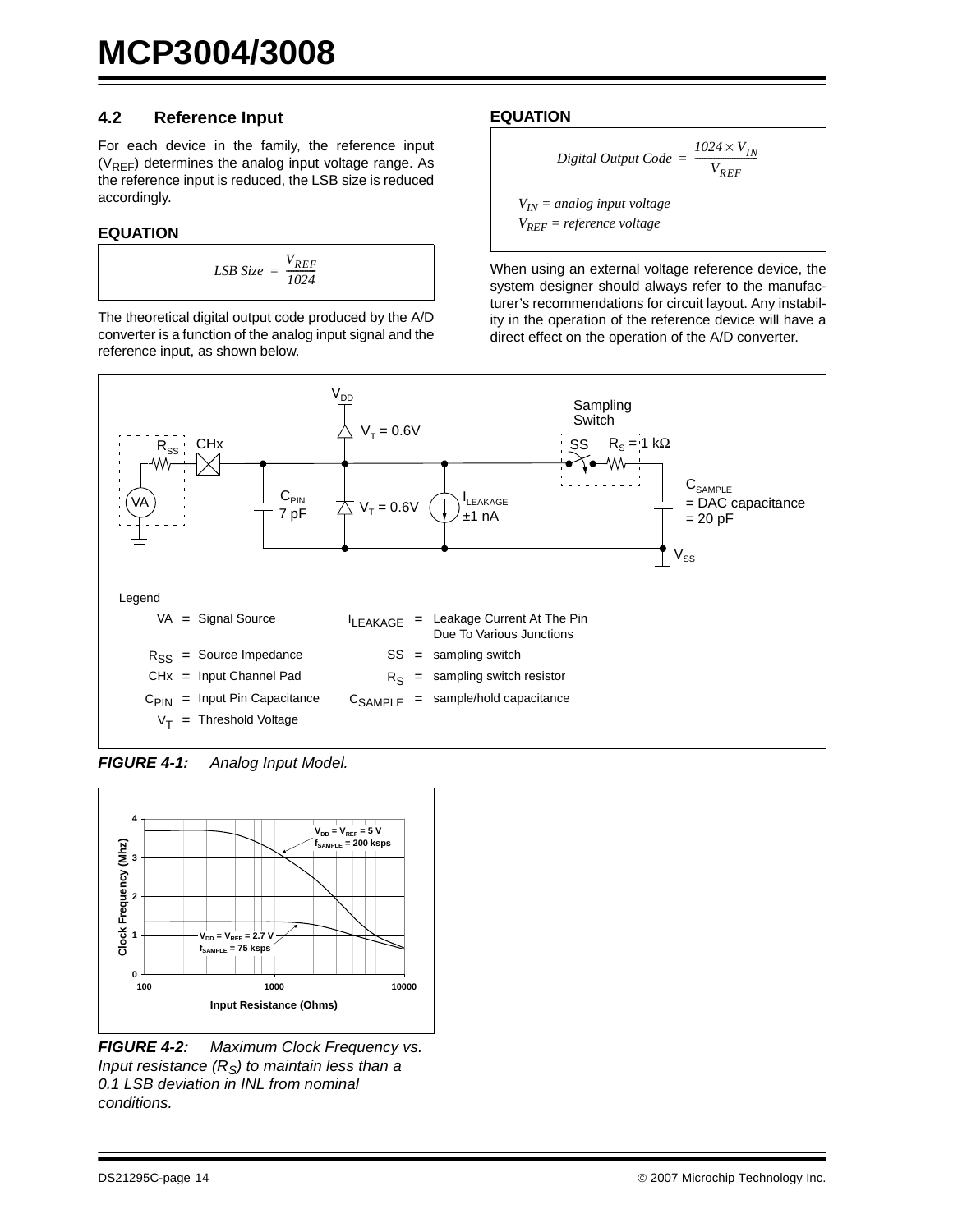### 4.2 Reference Input

For each device in the family, the reference input ($V_{REF}$) determines the analog input voltage range. As the reference input is reduced, the LSB size is reduced accordingly.

**EQUATION**

$$LSB\ Size\ =\ \frac{V_{REF}}{1024}$$

The theoretical digital output code produced by the A/D converter is a function of the analog input signal and the reference input, as shown below.

**EQUATION**

$$Digital\ Output\ Code\ =\ \frac{1024 \times V_{IN}}{V_{REF}}$$

$V_{IN}$ = analog input voltage

$V_{REF}$ = reference voltage

When using an external voltage reference device, the system designer should always refer to the manufacturer's recommendations for circuit layout. Any instability in the operation of the reference device will have a direct effect on the operation of the A/D converter.

Legend

| | | | |
|---|---|---|---|
| VA = Signal Source | | $I_{LEAKAGE}$ = Leakage Current At The Pin Due To Various Junctions | |
| $R_{SS}$ = Source Impedance | | SS = sampling switch | |
| CHx = Input Channel Pad | | $R_S$ = sampling switch resistor | |
| $C_{PIN}$ = Input Pin Capacitance | | $C_{SAMPLE}$ = sample/hold capacitance | |
| $V_T$ = Threshold Voltage | | | |

***FIGURE 4-1:*** *Analog Input Model.*

***FIGURE 4-2:*** *Maximum Clock Frequency vs. Input resistance ($R_S$) to maintain less than a 0.1 LSB deviation in INL from nominal conditions.*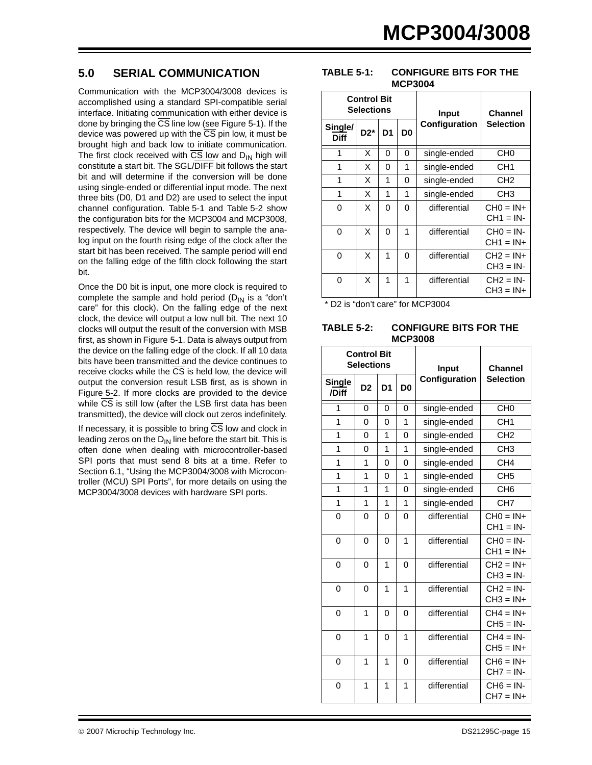## 5.0 SERIAL COMMUNICATION

Communication with the MCP3004/3008 devices is accomplished using a standard SPI-compatible serial interface. Initiating communication with either device is done by bringing the $\overline{CS}$ line low (see Figure 5-1). If the device was powered up with the $\overline{CS}$ pin low, it must be brought high and back low to initiate communication. The first clock received with $\overline{CS}$ low and $D_{IN}$ high will constitute a start bit. The SGL/$\overline{DIFF}$ bit follows the start bit and will determine if the conversion will be done using single-ended or differential input mode. The next three bits (D0, D1 and D2) are used to select the input channel configuration. Table 5-1 and Table 5-2 show the configuration bits for the MCP3004 and MCP3008, respectively. The device will begin to sample the analog input on the fourth rising edge of the clock after the start bit has been received. The sample period will end on the falling edge of the fifth clock following the start bit.

Once the D0 bit is input, one more clock is required to complete the sample and hold period ($D_{IN}$ is a "don't care" for this clock). On the falling edge of the next clock, the device will output a low null bit. The next 10 clocks will output the result of the conversion with MSB first, as shown in Figure 5-1. Data is always output from the device on the falling edge of the clock. If all 10 data bits have been transmitted and the device continues to receive clocks while the $\overline{CS}$ is held low, the device will output the conversion result LSB first, as is shown in Figure 5-2. If more clocks are provided to the device while $\overline{CS}$ is still low (after the LSB first data has been transmitted), the device will clock out zeros indefinitely.

If necessary, it is possible to bring $\overline{CS}$ low and clock in leading zeros on the $D_{IN}$ line before the start bit. This is often done when dealing with microcontroller-based SPI ports that must send 8 bits at a time. Refer to Section 6.1, "Using the MCP3004/3008 with Microcontroller (MCU) SPI Ports", for more details on using the MCP3004/3008 devices with hardware SPI ports.

**TABLE 5-1: CONFIGURE BITS FOR THE MCP3004**

| Control Bit Selections | | | | Input Configuration | Channel Selection |
|---|---|---|---|---|---|
| Single/$\overline{Diff}$ | D2* | D1 | D0 | | |
| 1 | X | 0 | 0 | single-ended | CH0 |
| 1 | X | 0 | 1 | single-ended | CH1 |
| 1 | X | 1 | 0 | single-ended | CH2 |
| 1 | X | 1 | 1 | single-ended | CH3 |
| 0 | X | 0 | 0 | differential | CH0 = IN+<br>CH1 = IN- |
| 0 | X | 0 | 1 | differential | CH0 = IN-<br>CH1 = IN+ |
| 0 | X | 1 | 0 | differential | CH2 = IN+<br>CH3 = IN- |
| 0 | X | 1 | 1 | differential | CH2 = IN-<br>CH3 = IN+ |

\* D2 is "don't care" for MCP3004

**TABLE 5-2: CONFIGURE BITS FOR THE MCP3008**

| Control Bit Selections | | | | Input Configuration | Channel Selection |
|---|---|---|---|---|---|
| Single/$\overline{Diff}$ | D2 | D1 | D0 | | |
| 1 | 0 | 0 | 0 | single-ended | CH0 |
| 1 | 0 | 0 | 1 | single-ended | CH1 |
| 1 | 0 | 1 | 0 | single-ended | CH2 |
| 1 | 0 | 1 | 1 | single-ended | CH3 |
| 1 | 1 | 0 | 0 | single-ended | CH4 |
| 1 | 1 | 0 | 1 | single-ended | CH5 |
| 1 | 1 | 1 | 0 | single-ended | CH6 |
| 1 | 1 | 1 | 1 | single-ended | CH7 |
| 0 | 0 | 0 | 0 | differential | CH0 = IN+<br>CH1 = IN- |
| 0 | 0 | 0 | 1 | differential | CH0 = IN-<br>CH1 = IN+ |
| 0 | 0 | 1 | 0 | differential | CH2 = IN+<br>CH3 = IN- |
| 0 | 0 | 1 | 1 | differential | CH2 = IN-<br>CH3 = IN+ |
| 0 | 1 | 0 | 0 | differential | CH4 = IN+<br>CH5 = IN- |
| 0 | 1 | 0 | 1 | differential | CH4 = IN-<br>CH5 = IN+ |
| 0 | 1 | 1 | 0 | differential | CH6 = IN+<br>CH7 = IN- |
| 0 | 1 | 1 | 1 | differential | CH6 = IN-<br>CH7 = IN+ |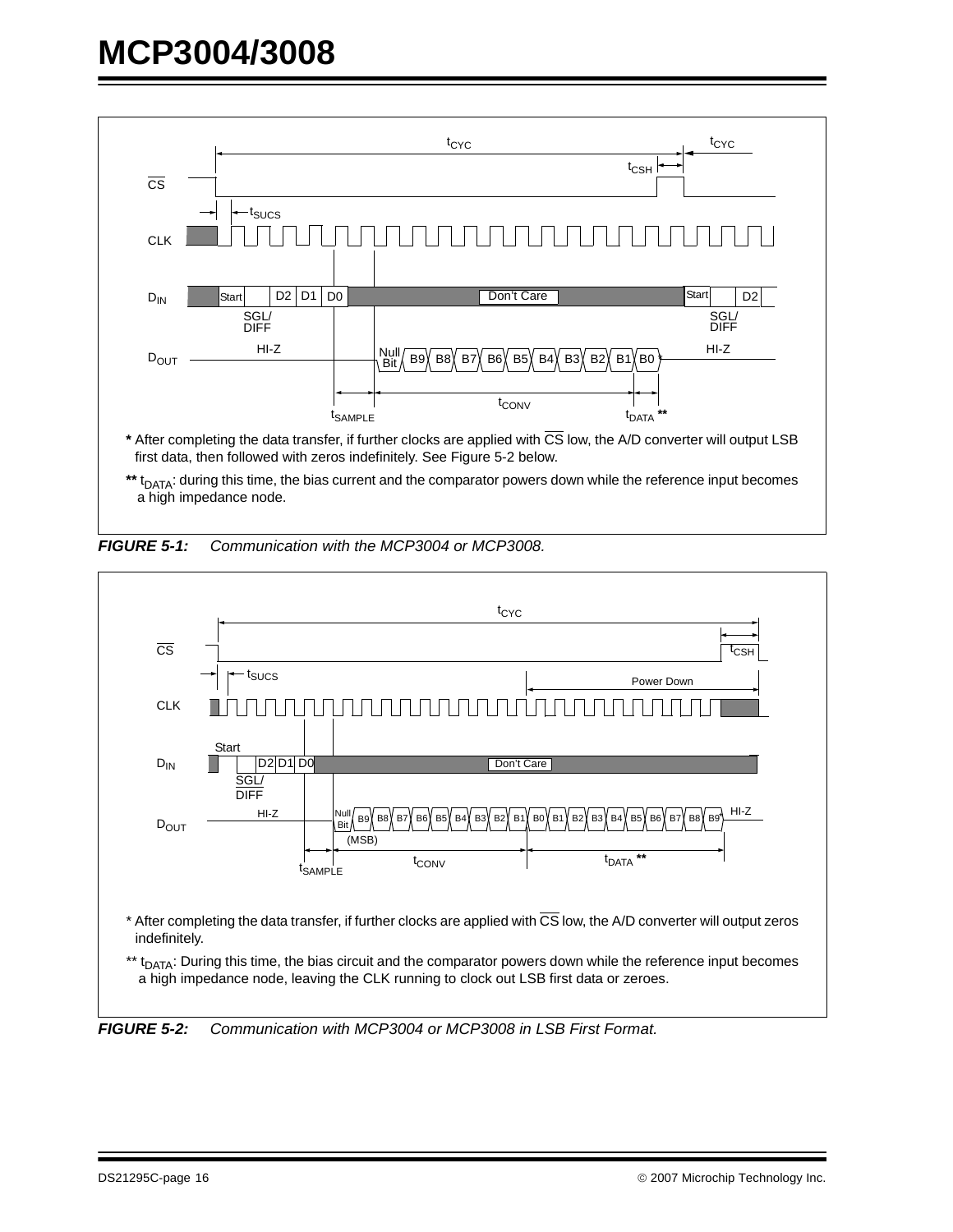**\*** After completing the data transfer, if further clocks are applied with $\overline{CS}$ low, the A/D converter will output LSB first data, then followed with zeros indefinitely. See Figure 5-2 below.

**\*\*** $t_{DATA}$: during this time, the bias current and the comparator powers down while the reference input becomes a high impedance node.

***FIGURE 5-1:*** *Communication with the MCP3004 or MCP3008.*

\* After completing the data transfer, if further clocks are applied with $\overline{CS}$ low, the A/D converter will output zeros indefinitely.

\*\* $t_{DATA}$: During this time, the bias circuit and the comparator powers down while the reference input becomes a high impedance node, leaving the CLK running to clock out LSB first data or zeroes.

***FIGURE 5-2:*** *Communication with MCP3004 or MCP3008 in LSB First Format.*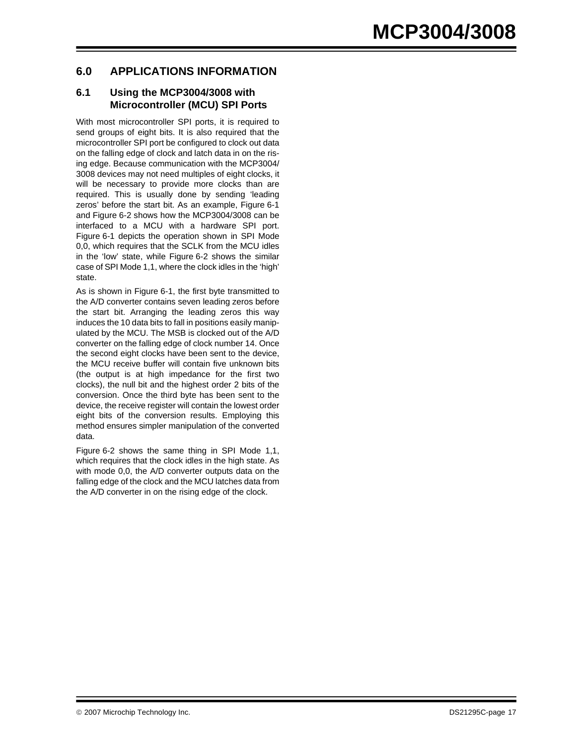# 6.0 APPLICATIONS INFORMATION

## 6.1 Using the MCP3004/3008 with Microcontroller (MCU) SPI Ports

With most microcontroller SPI ports, it is required to send groups of eight bits. It is also required that the microcontroller SPI port be configured to clock out data on the falling edge of clock and latch data in on the rising edge. Because communication with the MCP3004/3008 devices may not need multiples of eight clocks, it will be necessary to provide more clocks than are required. This is usually done by sending 'leading zeros' before the start bit. As an example, Figure 6-1 and Figure 6-2 shows how the MCP3004/3008 can be interfaced to a MCU with a hardware SPI port. Figure 6-1 depicts the operation shown in SPI Mode 0,0, which requires that the SCLK from the MCU idles in the 'low' state, while Figure 6-2 shows the similar case of SPI Mode 1,1, where the clock idles in the 'high' state.

As is shown in Figure 6-1, the first byte transmitted to the A/D converter contains seven leading zeros before the start bit. Arranging the leading zeros this way induces the 10 data bits to fall in positions easily manipulated by the MCU. The MSB is clocked out of the A/D converter on the falling edge of clock number 14. Once the second eight clocks have been sent to the device, the MCU receive buffer will contain five unknown bits (the output is at high impedance for the first two clocks), the null bit and the highest order 2 bits of the conversion. Once the third byte has been sent to the device, the receive register will contain the lowest order eight bits of the conversion results. Employing this method ensures simpler manipulation of the converted data.

Figure 6-2 shows the same thing in SPI Mode 1,1, which requires that the clock idles in the high state. As with mode 0,0, the A/D converter outputs data on the falling edge of the clock and the MCU latches data from the A/D converter in on the rising edge of the clock.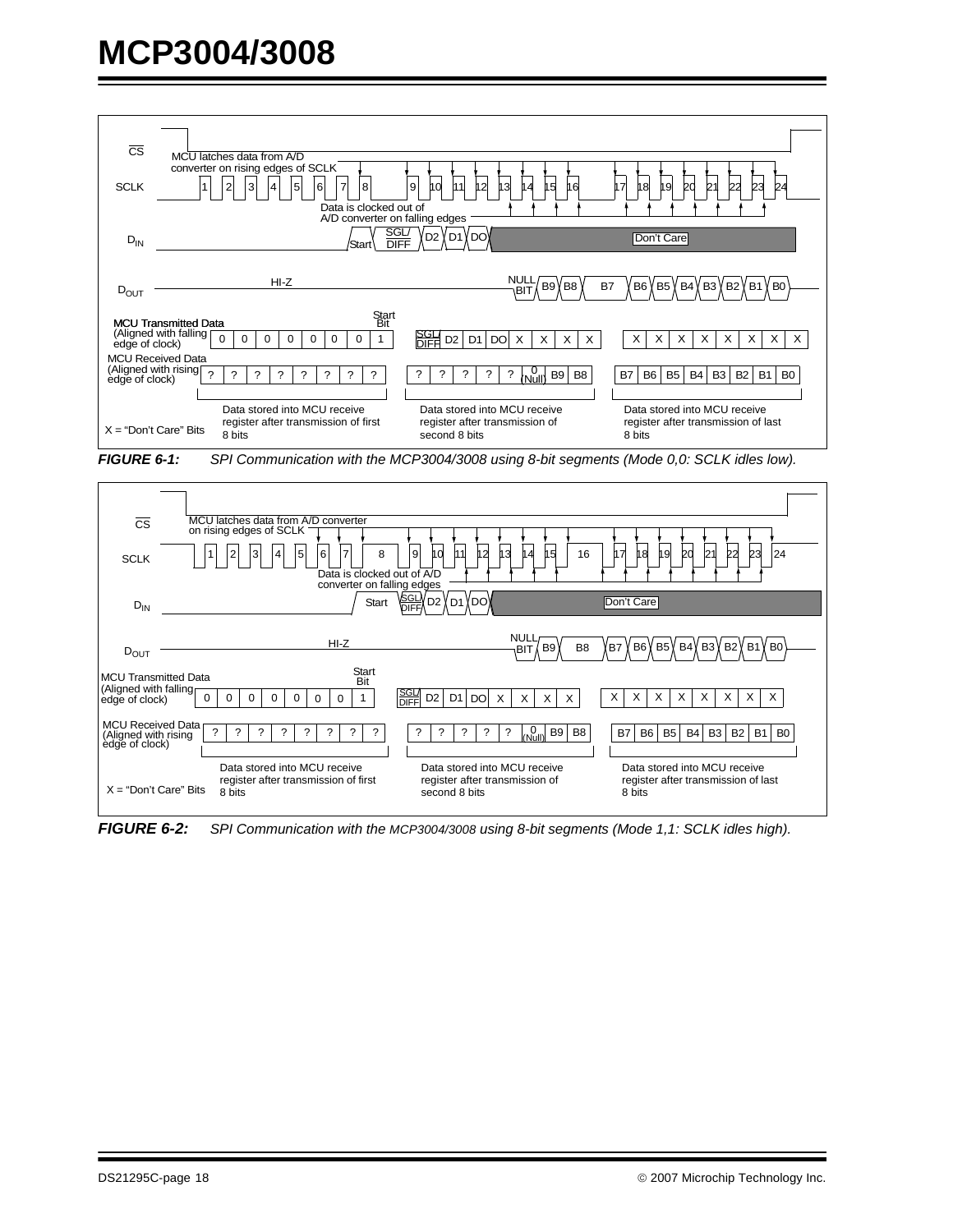CS

MCU latches data from A/D converter on rising edges of SCLK

SCLK 1 2 3 4 5 6 7 8 9 10 11 12 13 14 15 16 17 18 19 20 21 22 23 24

Data is clocked out of A/D converter on falling edges

$D_{IN}$ Start SGL/DIFF D2 D1 D0 Don't Care

$D_{OUT}$ HI-Z NULL BIT B9 B8 B7 B6 B5 B4 B3 B2 B1 B0

| MCU Transmitted Data (Aligned with falling edge of clock) | 0 | 0 | 0 | 0 | 0 | 0 | 0 | 1 (Start Bit) | SGL/DIFF | D2 | D1 | D0 | X | X | X | X | X | X | X | X | X | X | X | X |
|---|---|---|---|---|---|---|---|---|---|---|---|---|---|---|---|---|---|---|---|---|---|---|---|---|
| MCU Received Data (Aligned with rising edge of clock) | ? | ? | ? | ? | ? | ? | ? | ? | ? | ? | ? | ? | ? | 0 (Null) | B9 | B8 | B7 | B6 | B5 | B4 | B3 | B2 | B1 | B0 |

X = "Don't Care" Bits

Data stored into MCU receive register after transmission of first 8 bits

Data stored into MCU receive register after transmission of second 8 bits

Data stored into MCU receive register after transmission of last 8 bits

***FIGURE 6-1:*** *SPI Communication with the MCP3004/3008 using 8-bit segments (Mode 0,0: SCLK idles low).*

CS

MCU latches data from A/D converter on rising edges of SCLK

SCLK 1 2 3 4 5 6 7 8 9 10 11 12 13 14 15 16 17 18 19 20 21 22 23 24

Data is clocked out of A/D converter on falling edges

$D_{IN}$ Start SGL/DIFF D2 D1 D0 Don't Care

$D_{OUT}$ HI-Z NULL BIT B9 B8 B7 B6 B5 B4 B3 B2 B1 B0

| MCU Transmitted Data (Aligned with falling edge of clock) | 0 | 0 | 0 | 0 | 0 | 0 | 0 | 1 (Start Bit) | SGL/DIFF | D2 | D1 | D0 | X | X | X | X | X | X | X | X | X | X | X | X |
|---|---|---|---|---|---|---|---|---|---|---|---|---|---|---|---|---|---|---|---|---|---|---|---|---|
| MCU Received Data (Aligned with rising edge of clock) | ? | ? | ? | ? | ? | ? | ? | ? | ? | ? | ? | ? | ? | 0 (Null) | B9 | B8 | B7 | B6 | B5 | B4 | B3 | B2 | B1 | B0 |

X = "Don't Care" Bits

Data stored into MCU receive register after transmission of first 8 bits

Data stored into MCU receive register after transmission of second 8 bits

Data stored into MCU receive register after transmission of last 8 bits

***FIGURE 6-2:*** *SPI Communication with the MCP3004/3008 using 8-bit segments (Mode 1,1: SCLK idles high).*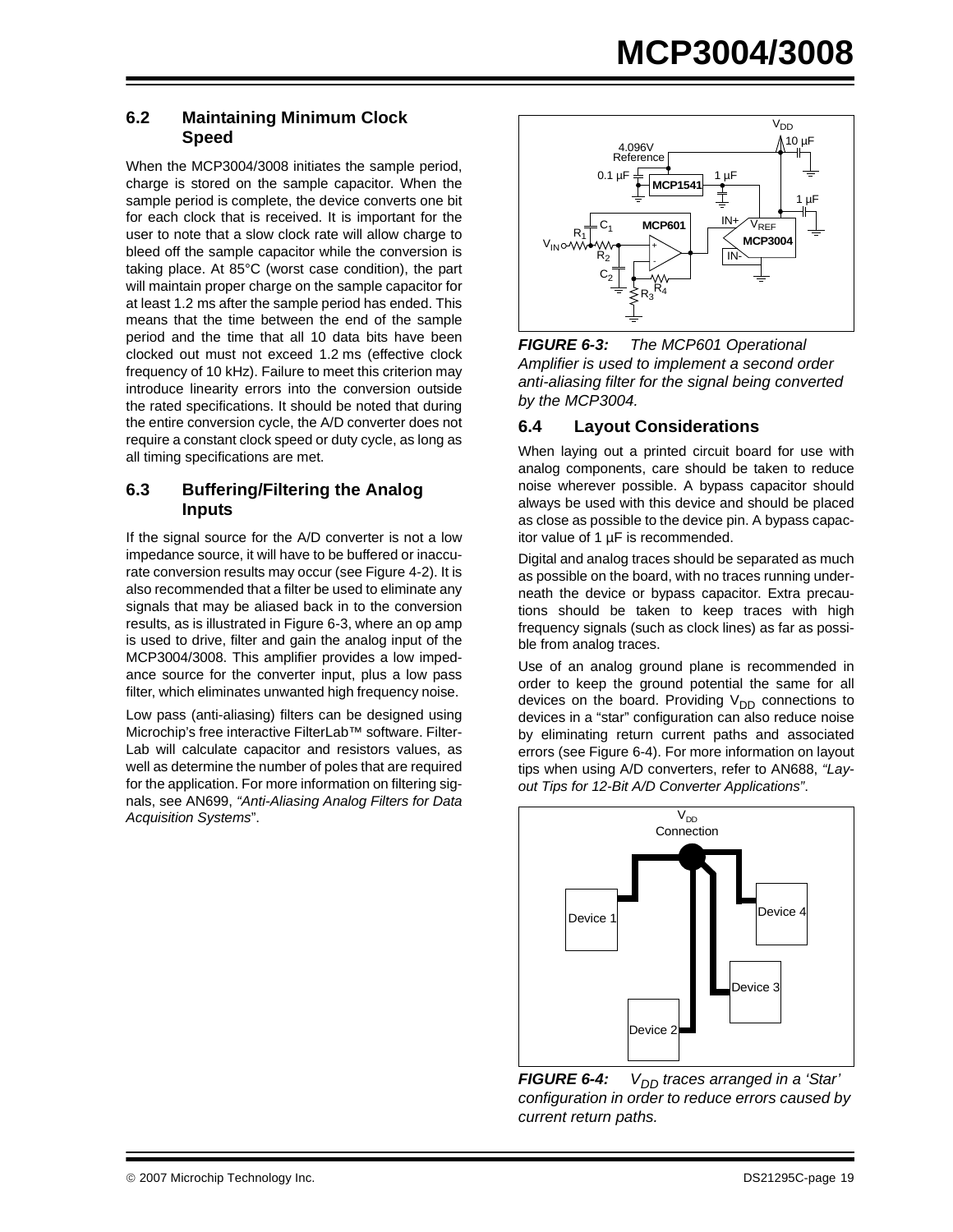### 6.2 Maintaining Minimum Clock Speed

When the MCP3004/3008 initiates the sample period, charge is stored on the sample capacitor. When the sample period is complete, the device converts one bit for each clock that is received. It is important for the user to note that a slow clock rate will allow charge to bleed off the sample capacitor while the conversion is taking place. At 85°C (worst case condition), the part will maintain proper charge on the sample capacitor for at least 1.2 ms after the sample period has ended. This means that the time between the end of the sample period and the time that all 10 data bits have been clocked out must not exceed 1.2 ms (effective clock frequency of 10 kHz). Failure to meet this criterion may introduce linearity errors into the conversion outside the rated specifications. It should be noted that during the entire conversion cycle, the A/D converter does not require a constant clock speed or duty cycle, as long as all timing specifications are met.

### 6.3 Buffering/Filtering the Analog Inputs

If the signal source for the A/D converter is not a low impedance source, it will have to be buffered or inaccurate conversion results may occur (see Figure 4-2). It is also recommended that a filter be used to eliminate any signals that may be aliased back in to the conversion results, as is illustrated in Figure 6-3, where an op amp is used to drive, filter and gain the analog input of the MCP3004/3008. This amplifier provides a low impedance source for the converter input, plus a low pass filter, which eliminates unwanted high frequency noise.

Low pass (anti-aliasing) filters can be designed using Microchip's free interactive FilterLab™ software. FilterLab will calculate capacitor and resistors values, as well as determine the number of poles that are required for the application. For more information on filtering signals, see AN699, *"Anti-Aliasing Analog Filters for Data Acquisition Systems*".

***FIGURE 6-3:*** *The MCP601 Operational Amplifier is used to implement a second order anti-aliasing filter for the signal being converted by the MCP3004.*

### 6.4 Layout Considerations

When laying out a printed circuit board for use with analog components, care should be taken to reduce noise wherever possible. A bypass capacitor should always be used with this device and should be placed as close as possible to the device pin. A bypass capacitor value of 1 µF is recommended.

Digital and analog traces should be separated as much as possible on the board, with no traces running underneath the device or bypass capacitor. Extra precautions should be taken to keep traces with high frequency signals (such as clock lines) as far as possible from analog traces.

Use of an analog ground plane is recommended in order to keep the ground potential the same for all devices on the board. Providing $V_{DD}$ connections to devices in a "star" configuration can also reduce noise by eliminating return current paths and associated errors (see Figure 6-4). For more information on layout tips when using A/D converters, refer to AN688, *"Layout Tips for 12-Bit A/D Converter Applications"*.

***FIGURE 6-4:*** *$V_{DD}$ traces arranged in a 'Star' configuration in order to reduce errors caused by current return paths.*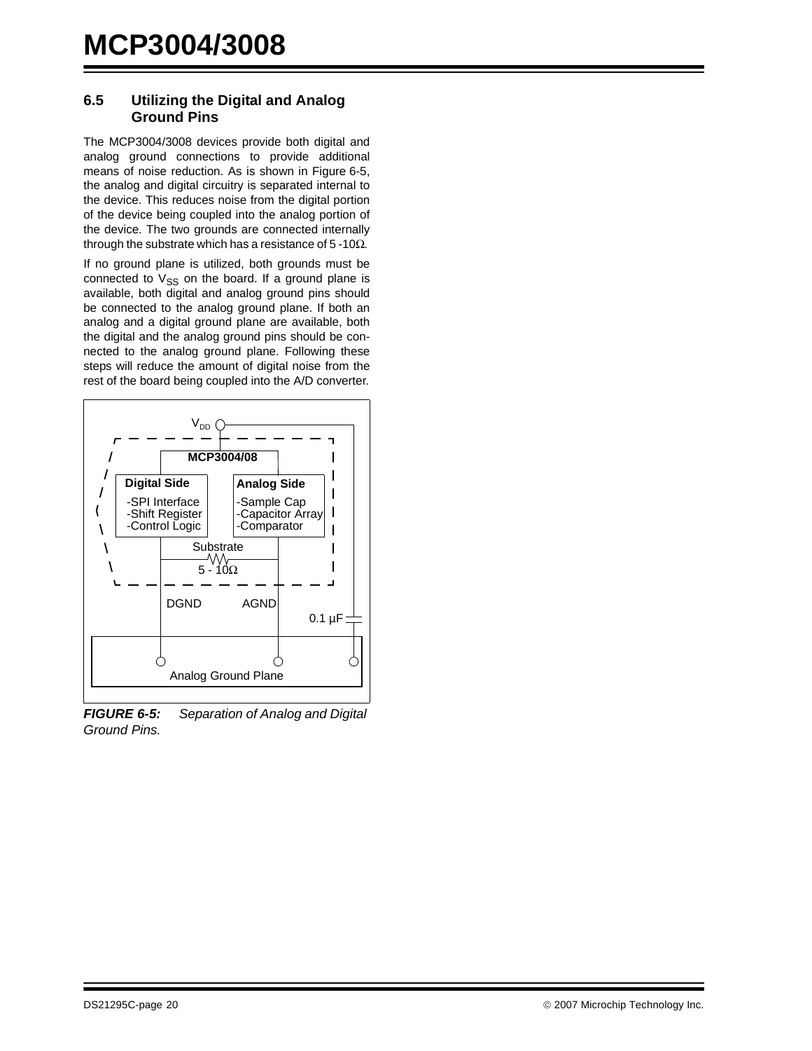## 6.5 Utilizing the Digital and Analog Ground Pins

The MCP3004/3008 devices provide both digital and analog ground connections to provide additional means of noise reduction. As is shown in Figure 6-5, the analog and digital circuitry is separated internal to the device. This reduces noise from the digital portion of the device being coupled into the analog portion of the device. The two grounds are connected internally through the substrate which has a resistance of 5 -10Ω.

If no ground plane is utilized, both grounds must be connected to $V_{SS}$ on the board. If a ground plane is available, both digital and analog ground pins should be connected to the analog ground plane. If both an analog and a digital ground plane are available, both the digital and the analog ground pins should be connected to the analog ground plane. Following these steps will reduce the amount of digital noise from the rest of the board being coupled into the A/D converter.

$V_{DD}$

MCP3004/08

**Digital Side**
-SPI Interface
-Shift Register
-Control Logic

**Analog Side**
-Sample Cap
-Capacitor Array
-Comparator

Substrate
5 - 10Ω

DGND AGND

0.1 µF

Analog Ground Plane

***FIGURE 6-5:*** *Separation of Analog and Digital Ground Pins.*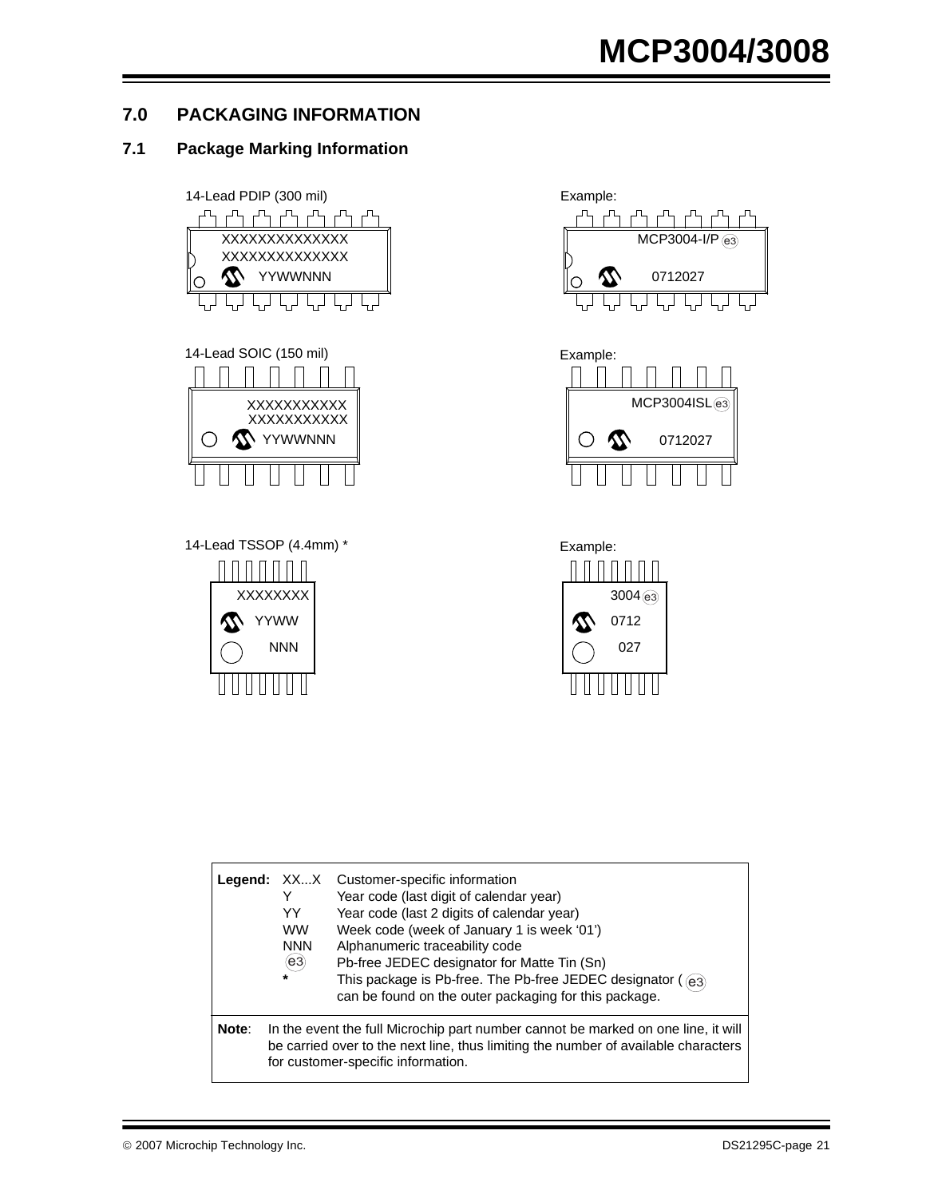## 7.0 PACKAGING INFORMATION

### 7.1 Package Marking Information

14-Lead PDIP (300 mil)

XXXXXXXXXXXXXX
XXXXXXXXXXXXXX
YYWWNNN

Example:

MCP3004-I/P (e3)
0712027

14-Lead SOIC (150 mil)

XXXXXXXXXXX
XXXXXXXXXXX
YYWWNNN

Example:

MCP3004ISL(e3)
0712027

14-Lead TSSOP (4.4mm) *

XXXXXXXX
YYWW
NNN

Example:

3004(e3)
0712
027

| **Legend:** | XX...X | Customer-specific information |
|---|---|---|
| | Y | Year code (last digit of calendar year) |
| | YY | Year code (last 2 digits of calendar year) |
| | WW | Week code (week of January 1 is week '01') |
| | NNN | Alphanumeric traceability code |
| | (e3) | Pb-free JEDEC designator for Matte Tin (Sn) |
| | * | This package is Pb-free. The Pb-free JEDEC designator ((e3)) can be found on the outer packaging for this package. |

**Note**: In the event the full Microchip part number cannot be marked on one line, it will be carried over to the next line, thus limiting the number of available characters for customer-specific information.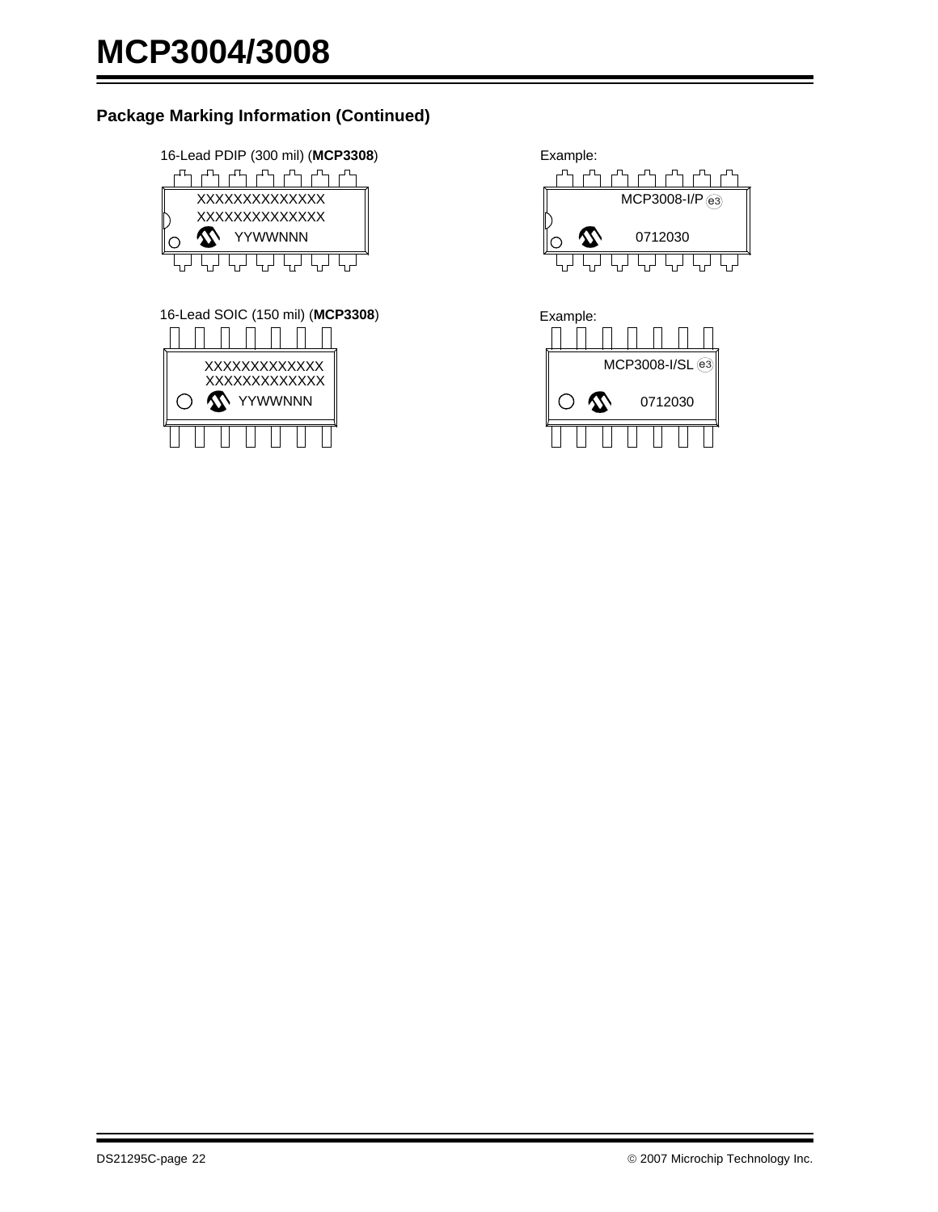## Package Marking Information (Continued)

16-Lead PDIP (300 mil) (**MCP3308**)

XXXXXXXXXXXXXX
XXXXXXXXXXXXXX
YYWWNNN

Example:

MCP3008-I/P e3
0712030

16-Lead SOIC (150 mil) (**MCP3308**)

XXXXXXXXXXXXX
XXXXXXXXXXXXX
YYWWNNN

Example:

MCP3008-I/SL e3
0712030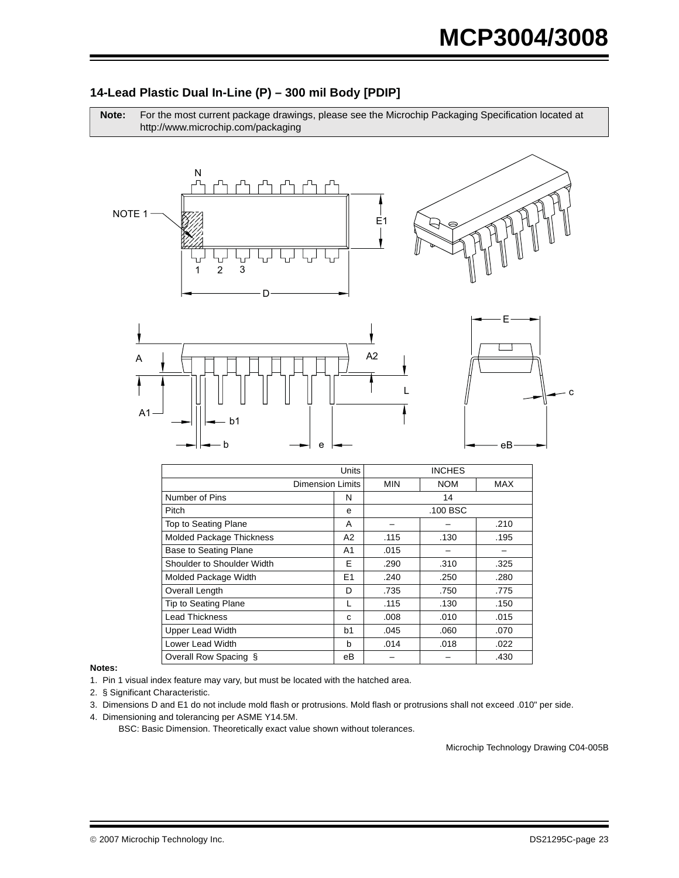## 14-Lead Plastic Dual In-Line (P) – 300 mil Body [PDIP]

| **Note:** | For the most current package drawings, please see the Microchip Packaging Specification located at http://www.microchip.com/packaging |
|---|---|

| Units | | INCHES | | |
|---|---|---|---|---|
| Dimension Limits | | MIN | NOM | MAX |
| Number of Pins | N | | 14 | |
| Pitch | e | | .100 BSC | |
| Top to Seating Plane | A | – | – | .210 |
| Molded Package Thickness | A2 | .115 | .130 | .195 |
| Base to Seating Plane | A1 | .015 | – | – |
| Shoulder to Shoulder Width | E | .290 | .310 | .325 |
| Molded Package Width | E1 | .240 | .250 | .280 |
| Overall Length | D | .735 | .750 | .775 |
| Tip to Seating Plane | L | .115 | .130 | .150 |
| Lead Thickness | c | .008 | .010 | .015 |
| Upper Lead Width | b1 | .045 | .060 | .070 |
| Lower Lead Width | b | .014 | .018 | .022 |
| Overall Row Spacing § | eB | – | – | .430 |

**Notes:**

1. Pin 1 visual index feature may vary, but must be located with the hatched area.
2. § Significant Characteristic.
3. Dimensions D and E1 do not include mold flash or protrusions. Mold flash or protrusions shall not exceed .010" per side.
4. Dimensioning and tolerancing per ASME Y14.5M.

   BSC: Basic Dimension. Theoretically exact value shown without tolerances.

Microchip Technology Drawing C04-005B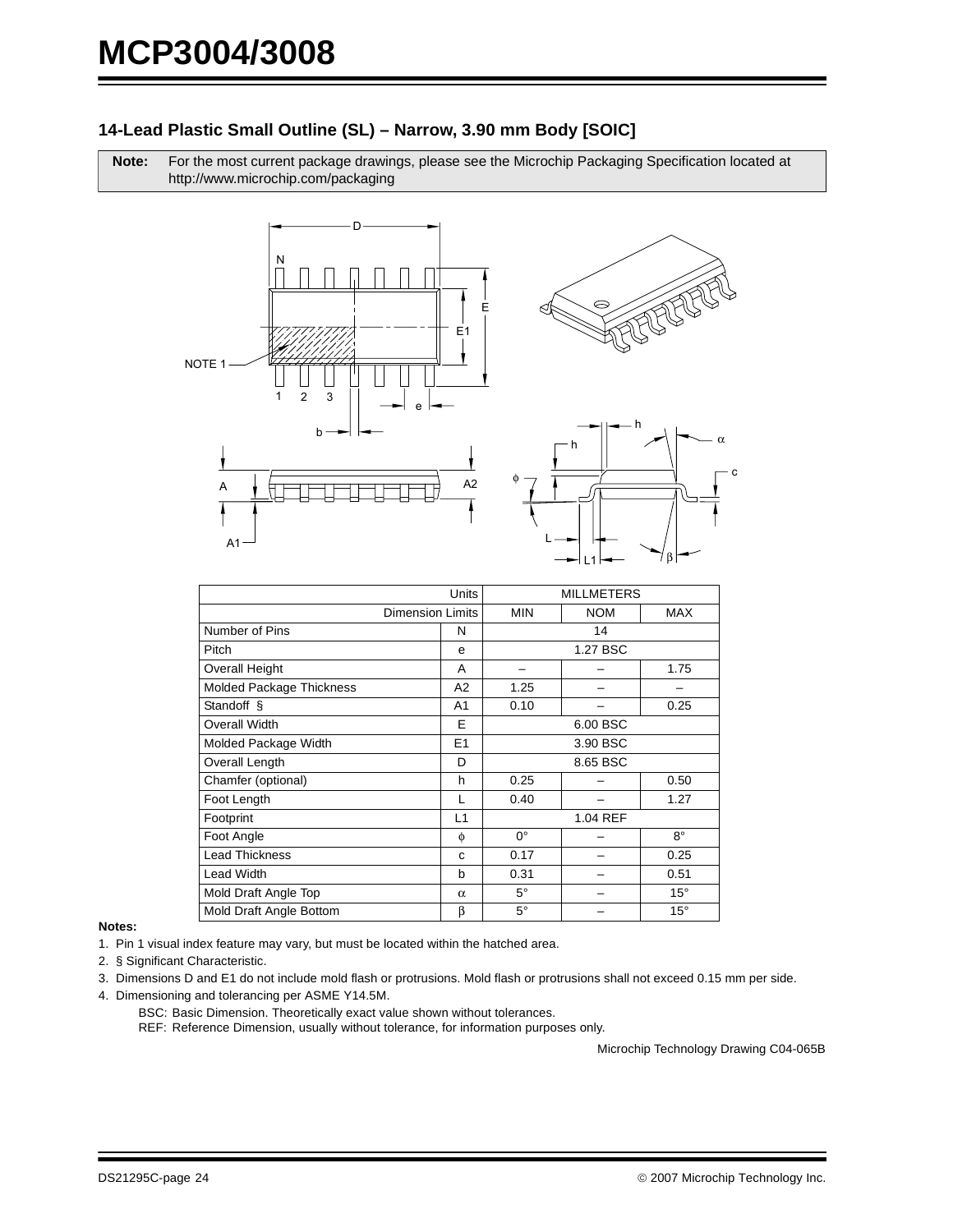## 14-Lead Plastic Small Outline (SL) – Narrow, 3.90 mm Body [SOIC]

**Note:** For the most current package drawings, please see the Microchip Packaging Specification located at http://www.microchip.com/packaging

| Units | | MILLMETERS | | |
|---|---|---|---|---|
| Dimension Limits | | MIN | NOM | MAX |
| Number of Pins | N | 14 | | |
| Pitch | e | 1.27 BSC | | |
| Overall Height | A | – | – | 1.75 |
| Molded Package Thickness | A2 | 1.25 | – | – |
| Standoff § | A1 | 0.10 | – | 0.25 |
| Overall Width | E | 6.00 BSC | | |
| Molded Package Width | E1 | 3.90 BSC | | |
| Overall Length | D | 8.65 BSC | | |
| Chamfer (optional) | h | 0.25 | – | 0.50 |
| Foot Length | L | 0.40 | – | 1.27 |
| Footprint | L1 | 1.04 REF | | |
| Foot Angle | $\phi$ | 0° | – | 8° |
| Lead Thickness | c | 0.17 | – | 0.25 |
| Lead Width | b | 0.31 | – | 0.51 |
| Mold Draft Angle Top | $\alpha$ | 5° | – | 15° |
| Mold Draft Angle Bottom | $\beta$ | 5° | – | 15° |

**Notes:**

1. Pin 1 visual index feature may vary, but must be located within the hatched area.
2. § Significant Characteristic.
3. Dimensions D and E1 do not include mold flash or protrusions. Mold flash or protrusions shall not exceed 0.15 mm per side.
4. Dimensioning and tolerancing per ASME Y14.5M.

   BSC: Basic Dimension. Theoretically exact value shown without tolerances.

   REF: Reference Dimension, usually without tolerance, for information purposes only.

Microchip Technology Drawing C04-065B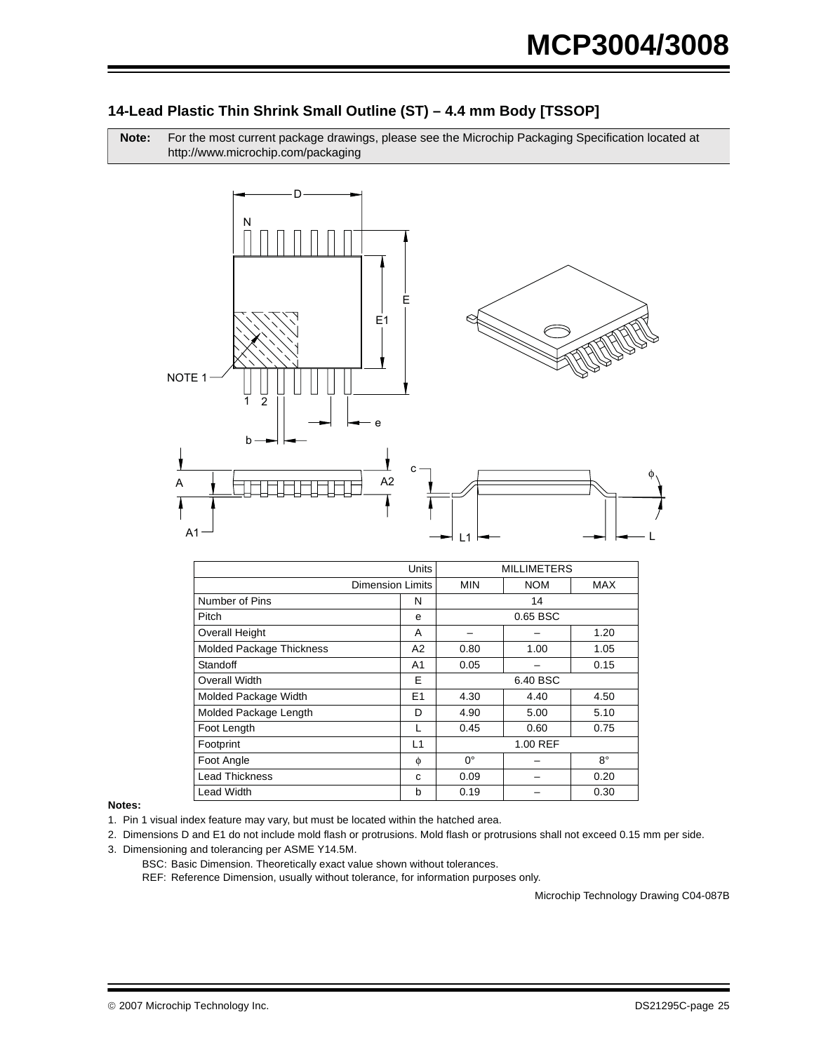## 14-Lead Plastic Thin Shrink Small Outline (ST) – 4.4 mm Body [TSSOP]

| **Note:** | For the most current package drawings, please see the Microchip Packaging Specification located at http://www.microchip.com/packaging |
|---|---|

| Units | | MILLIMETERS | | |
|---|---|---|---|---|
| Dimension Limits | | MIN | NOM | MAX |
| Number of Pins | N | | 14 | |
| Pitch | e | | 0.65 BSC | |
| Overall Height | A | – | – | 1.20 |
| Molded Package Thickness | A2 | 0.80 | 1.00 | 1.05 |
| Standoff | A1 | 0.05 | – | 0.15 |
| Overall Width | E | | 6.40 BSC | |
| Molded Package Width | E1 | 4.30 | 4.40 | 4.50 |
| Molded Package Length | D | 4.90 | 5.00 | 5.10 |
| Foot Length | L | 0.45 | 0.60 | 0.75 |
| Footprint | L1 | | 1.00 REF | |
| Foot Angle | $\phi$ | 0° | – | 8° |
| Lead Thickness | c | 0.09 | – | 0.20 |
| Lead Width | b | 0.19 | – | 0.30 |

**Notes:**

1. Pin 1 visual index feature may vary, but must be located within the hatched area.
2. Dimensions D and E1 do not include mold flash or protrusions. Mold flash or protrusions shall not exceed 0.15 mm per side.
3. Dimensioning and tolerancing per ASME Y14.5M.

   BSC: Basic Dimension. Theoretically exact value shown without tolerances.

   REF: Reference Dimension, usually without tolerance, for information purposes only.

Microchip Technology Drawing C04-087B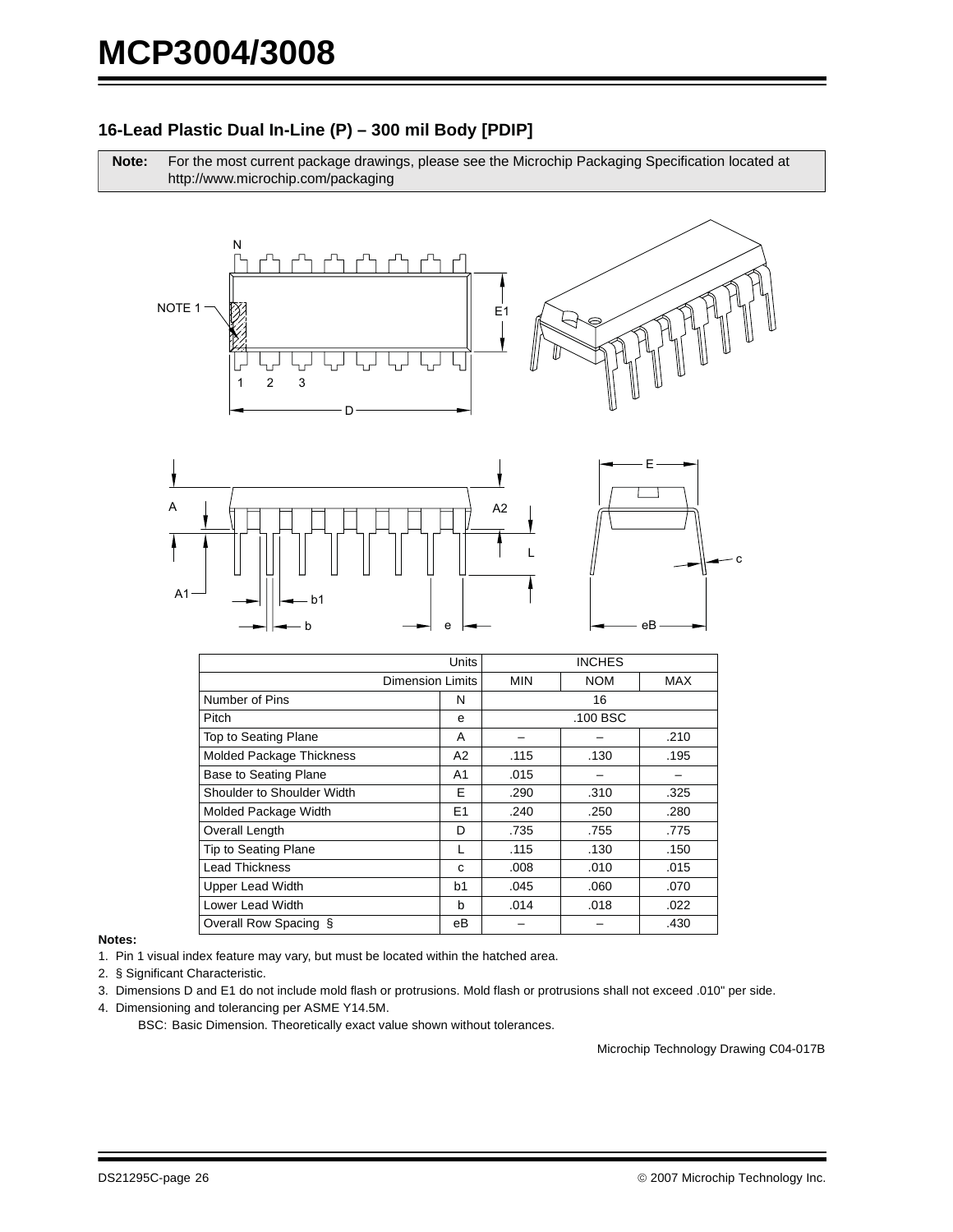## 16-Lead Plastic Dual In-Line (P) – 300 mil Body [PDIP]

| **Note:** | For the most current package drawings, please see the Microchip Packaging Specification located at http://www.microchip.com/packaging |
|---|---|

| Units | | INCHES | | |
|---|---|---|---|---|
| Dimension Limits | | MIN | NOM | MAX |
| Number of Pins | N | | 16 | |
| Pitch | e | | .100 BSC | |
| Top to Seating Plane | A | – | – | .210 |
| Molded Package Thickness | A2 | .115 | .130 | .195 |
| Base to Seating Plane | A1 | .015 | – | – |
| Shoulder to Shoulder Width | E | .290 | .310 | .325 |
| Molded Package Width | E1 | .240 | .250 | .280 |
| Overall Length | D | .735 | .755 | .775 |
| Tip to Seating Plane | L | .115 | .130 | .150 |
| Lead Thickness | c | .008 | .010 | .015 |
| Upper Lead Width | b1 | .045 | .060 | .070 |
| Lower Lead Width | b | .014 | .018 | .022 |
| Overall Row Spacing § | eB | – | – | .430 |

**Notes:**

1. Pin 1 visual index feature may vary, but must be located within the hatched area.
2. § Significant Characteristic.
3. Dimensions D and E1 do not include mold flash or protrusions. Mold flash or protrusions shall not exceed .010" per side.
4. Dimensioning and tolerancing per ASME Y14.5M.

   BSC: Basic Dimension. Theoretically exact value shown without tolerances.

Microchip Technology Drawing C04-017B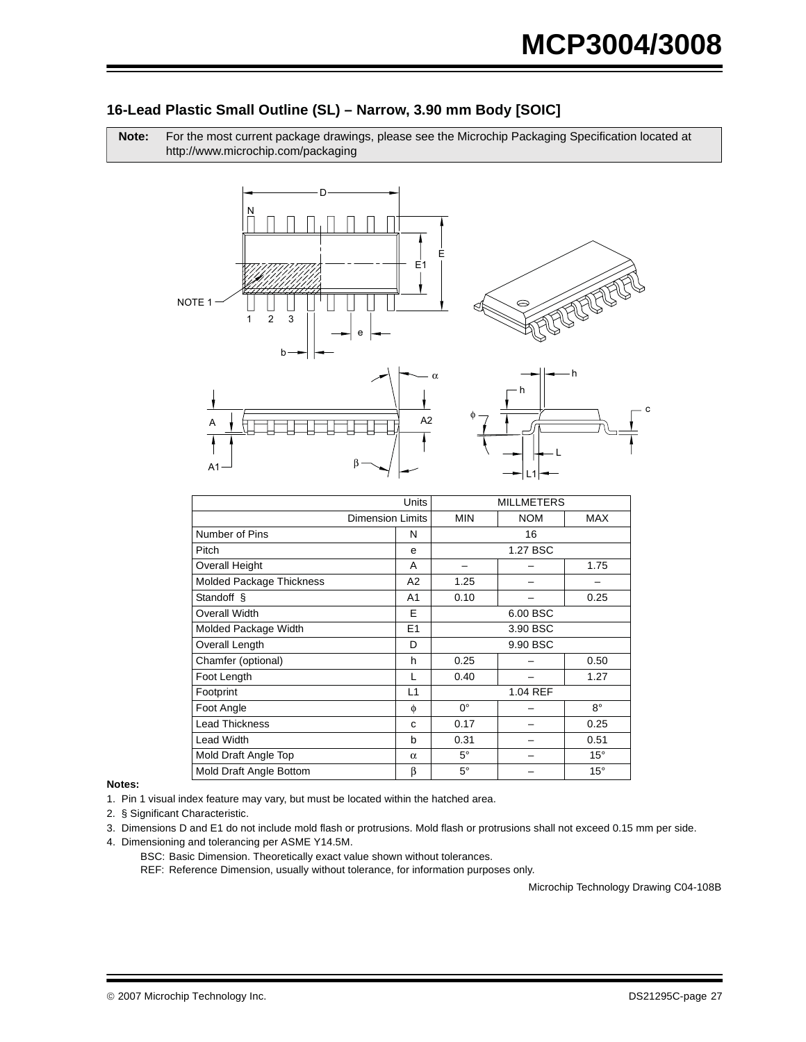## 16-Lead Plastic Small Outline (SL) – Narrow, 3.90 mm Body [SOIC]

| **Note:** | For the most current package drawings, please see the Microchip Packaging Specification located at http://www.microchip.com/packaging |
|---|---|

| Units | | MILLMETERS | | |
|---|---|---|---|---|
| Dimension Limits | | MIN | NOM | MAX |
| Number of Pins | N | 16 | | |
| Pitch | e | 1.27 BSC | | |
| Overall Height | A | – | – | 1.75 |
| Molded Package Thickness | A2 | 1.25 | – | – |
| Standoff § | A1 | 0.10 | – | 0.25 |
| Overall Width | E | 6.00 BSC | | |
| Molded Package Width | E1 | 3.90 BSC | | |
| Overall Length | D | 9.90 BSC | | |
| Chamfer (optional) | h | 0.25 | – | 0.50 |
| Foot Length | L | 0.40 | – | 1.27 |
| Footprint | L1 | 1.04 REF | | |
| Foot Angle | $\phi$ | 0° | – | 8° |
| Lead Thickness | c | 0.17 | – | 0.25 |
| Lead Width | b | 0.31 | – | 0.51 |
| Mold Draft Angle Top | $\alpha$ | 5° | – | 15° |
| Mold Draft Angle Bottom | $\beta$ | 5° | – | 15° |

**Notes:**

1. Pin 1 visual index feature may vary, but must be located within the hatched area.
2. § Significant Characteristic.
3. Dimensions D and E1 do not include mold flash or protrusions. Mold flash or protrusions shall not exceed 0.15 mm per side.
4. Dimensioning and tolerancing per ASME Y14.5M.

   BSC: Basic Dimension. Theoretically exact value shown without tolerances.

   REF: Reference Dimension, usually without tolerance, for information purposes only.

Microchip Technology Drawing C04-108B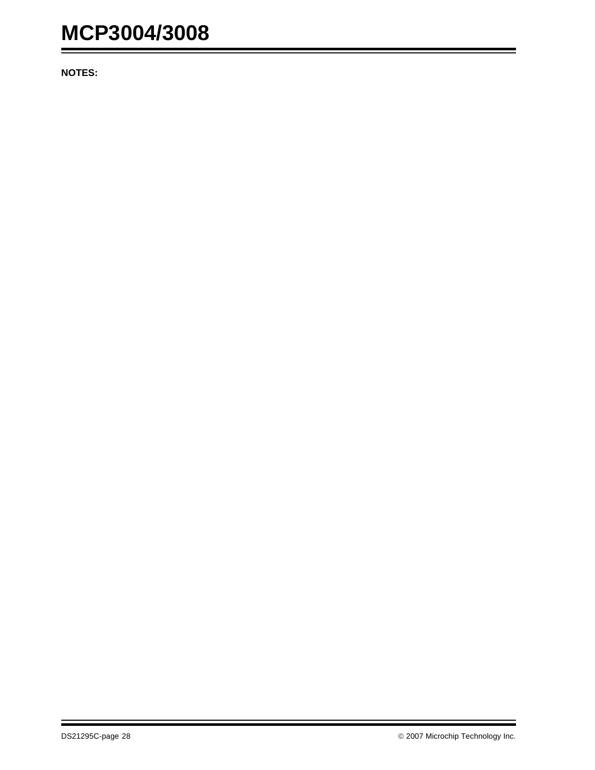**NOTES:**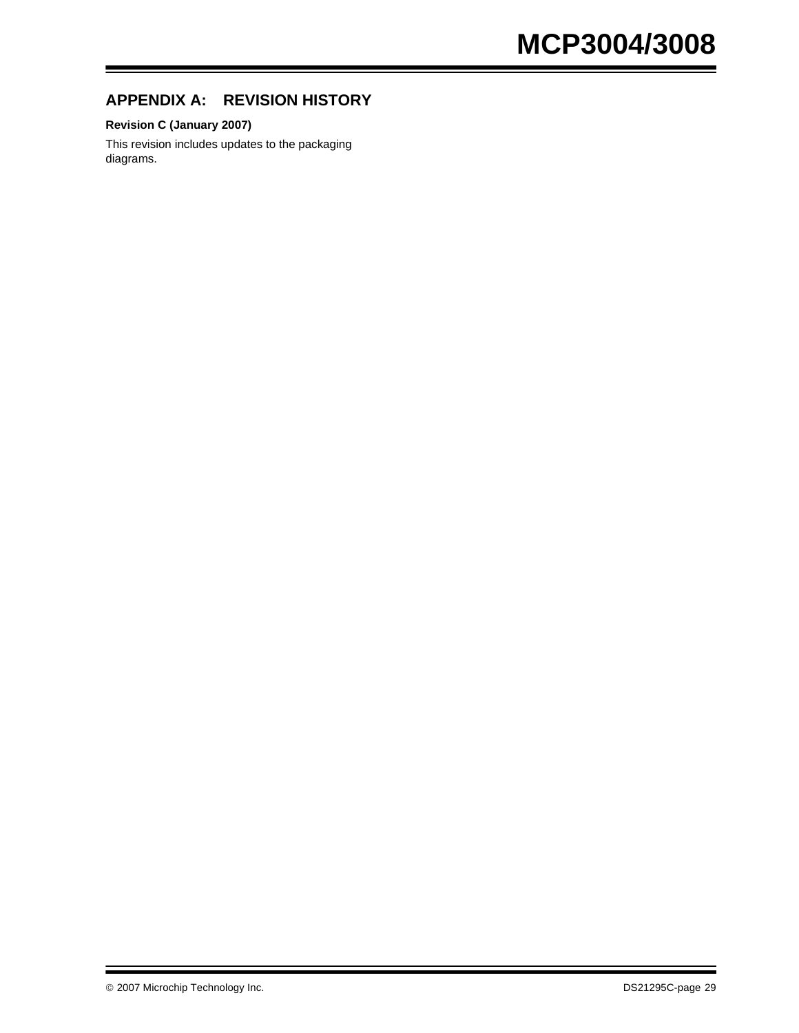## APPENDIX A: REVISION HISTORY

**Revision C (January 2007)**

This revision includes updates to the packaging diagrams.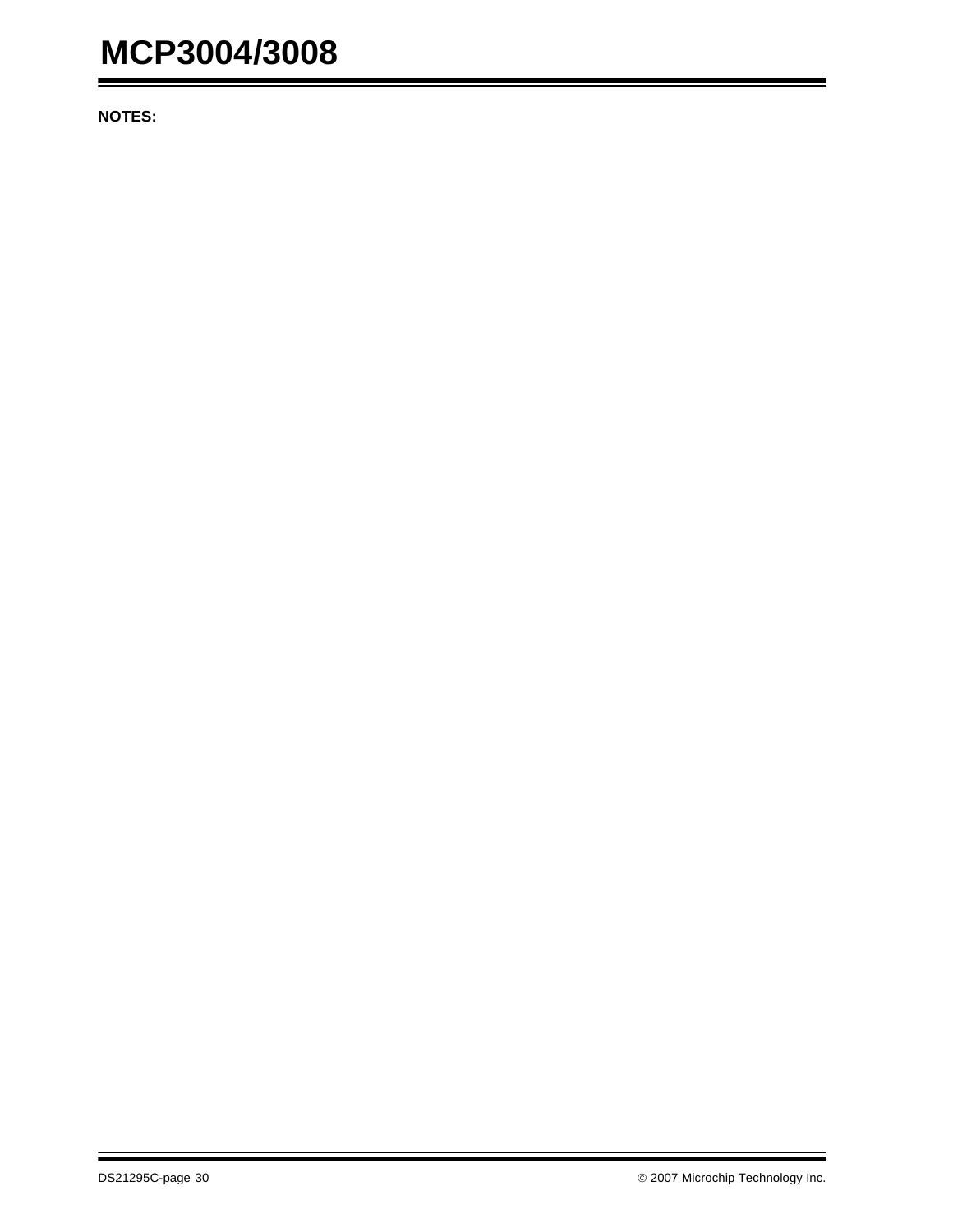**NOTES:**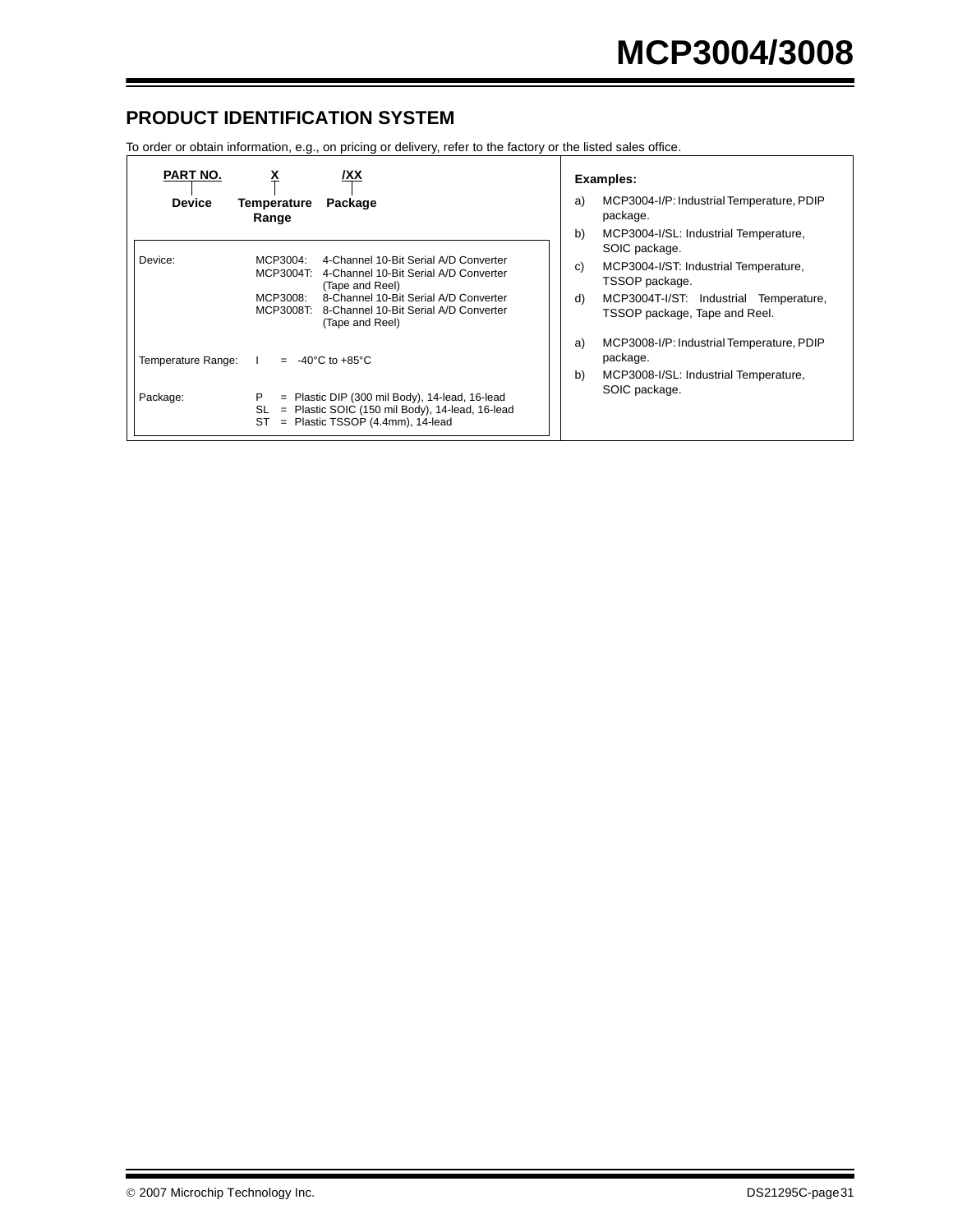## PRODUCT IDENTIFICATION SYSTEM

To order or obtain information, e.g., on pricing or delivery, refer to the factory or the listed sales office.

| PART NO. | X | /XX |
|---|---|---|
| Device | Temperature Range | Package |

**Device:**

- MCP3004: 4-Channel 10-Bit Serial A/D Converter
- MCP3004T: 4-Channel 10-Bit Serial A/D Converter (Tape and Reel)
- MCP3008: 8-Channel 10-Bit Serial A/D Converter
- MCP3008T: 8-Channel 10-Bit Serial A/D Converter (Tape and Reel)

**Temperature Range:** I = -40°C to +85°C

**Package:**

- P = Plastic DIP (300 mil Body), 14-lead, 16-lead
- SL = Plastic SOIC (150 mil Body), 14-lead, 16-lead
- ST = Plastic TSSOP (4.4mm), 14-lead

**Examples:**

a) MCP3004-I/P: Industrial Temperature, PDIP package.

b) MCP3004-I/SL: Industrial Temperature, SOIC package.

c) MCP3004-I/ST: Industrial Temperature, TSSOP package.

d) MCP3004T-I/ST: Industrial Temperature, TSSOP package, Tape and Reel.

a) MCP3008-I/P: Industrial Temperature, PDIP package.

b) MCP3008-I/SL: Industrial Temperature, SOIC package.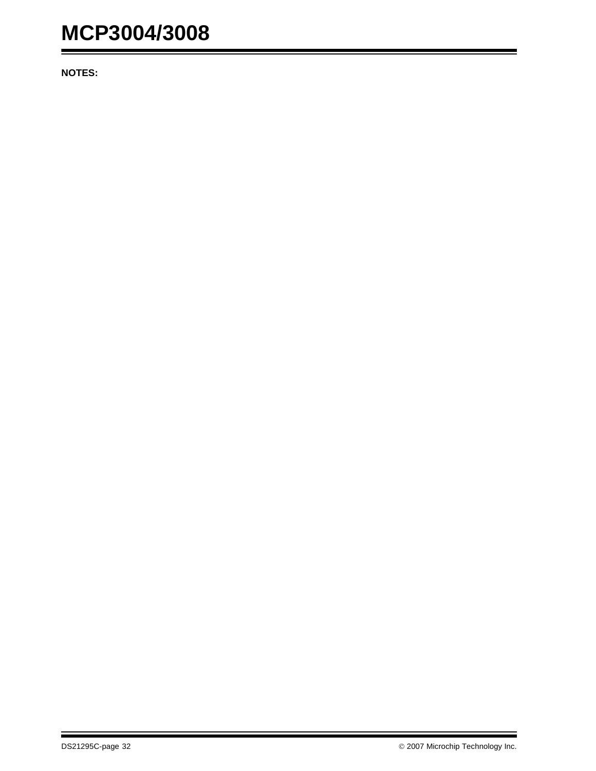**NOTES:**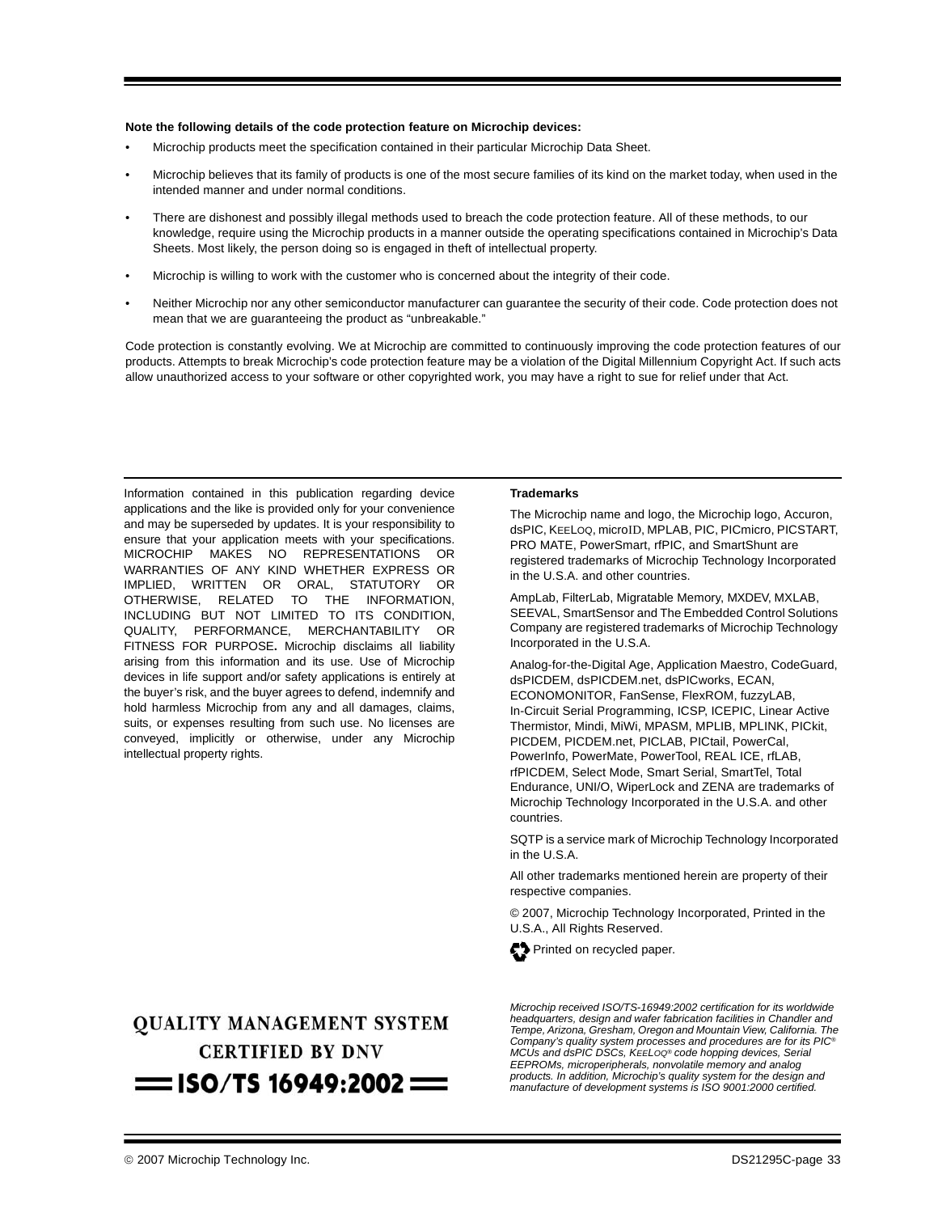**Note the following details of the code protection feature on Microchip devices:**

- Microchip products meet the specification contained in their particular Microchip Data Sheet.
- Microchip believes that its family of products is one of the most secure families of its kind on the market today, when used in the intended manner and under normal conditions.
- There are dishonest and possibly illegal methods used to breach the code protection feature. All of these methods, to our knowledge, require using the Microchip products in a manner outside the operating specifications contained in Microchip's Data Sheets. Most likely, the person doing so is engaged in theft of intellectual property.
- Microchip is willing to work with the customer who is concerned about the integrity of their code.
- Neither Microchip nor any other semiconductor manufacturer can guarantee the security of their code. Code protection does not mean that we are guaranteeing the product as "unbreakable."

Code protection is constantly evolving. We at Microchip are committed to continuously improving the code protection features of our products. Attempts to break Microchip's code protection feature may be a violation of the Digital Millennium Copyright Act. If such acts allow unauthorized access to your software or other copyrighted work, you may have a right to sue for relief under that Act.

Information contained in this publication regarding device applications and the like is provided only for your convenience and may be superseded by updates. It is your responsibility to ensure that your application meets with your specifications. MICROCHIP MAKES NO REPRESENTATIONS OR WARRANTIES OF ANY KIND WHETHER EXPRESS OR IMPLIED, WRITTEN OR ORAL, STATUTORY OR OTHERWISE, RELATED TO THE INFORMATION, INCLUDING BUT NOT LIMITED TO ITS CONDITION, QUALITY, PERFORMANCE, MERCHANTABILITY OR FITNESS FOR PURPOSE**.** Microchip disclaims all liability arising from this information and its use. Use of Microchip devices in life support and/or safety applications is entirely at the buyer's risk, and the buyer agrees to defend, indemnify and hold harmless Microchip from any and all damages, claims, suits, or expenses resulting from such use. No licenses are conveyed, implicitly or otherwise, under any Microchip intellectual property rights.

**Trademarks**

The Microchip name and logo, the Microchip logo, Accuron, dsPIC, KEELOQ, microID, MPLAB, PIC, PICmicro, PICSTART, PRO MATE, PowerSmart, rfPIC, and SmartShunt are registered trademarks of Microchip Technology Incorporated in the U.S.A. and other countries.

AmpLab, FilterLab, Migratable Memory, MXDEV, MXLAB, SEEVAL, SmartSensor and The Embedded Control Solutions Company are registered trademarks of Microchip Technology Incorporated in the U.S.A.

Analog-for-the-Digital Age, Application Maestro, CodeGuard, dsPICDEM, dsPICDEM.net, dsPICworks, ECAN, ECONOMONITOR, FanSense, FlexROM, fuzzyLAB, In-Circuit Serial Programming, ICSP, ICEPIC, Linear Active Thermistor, Mindi, MiWi, MPASM, MPLIB, MPLINK, PICkit, PICDEM, PICDEM.net, PICLAB, PICtail, PowerCal, PowerInfo, PowerMate, PowerTool, REAL ICE, rfLAB, rfPICDEM, Select Mode, Smart Serial, SmartTel, Total Endurance, UNI/O, WiperLock and ZENA are trademarks of Microchip Technology Incorporated in the U.S.A. and other countries.

SQTP is a service mark of Microchip Technology Incorporated in the U.S.A.

All other trademarks mentioned herein are property of their respective companies.

© 2007, Microchip Technology Incorporated, Printed in the U.S.A., All Rights Reserved.

Printed on recycled paper.

**QUALITY MANAGEMENT SYSTEM**
**CERTIFIED BY DNV**
**ISO/TS 16949:2002**

*Microchip received ISO/TS-16949:2002 certification for its worldwide headquarters, design and wafer fabrication facilities in Chandler and Tempe, Arizona, Gresham, Oregon and Mountain View, California. The Company's quality system processes and procedures are for its PIC® MCUs and dsPIC DSCs, KEELOQ® code hopping devices, Serial EEPROMs, microperipherals, nonvolatile memory and analog products. In addition, Microchip's quality system for the design and manufacture of development systems is ISO 9001:2000 certified.*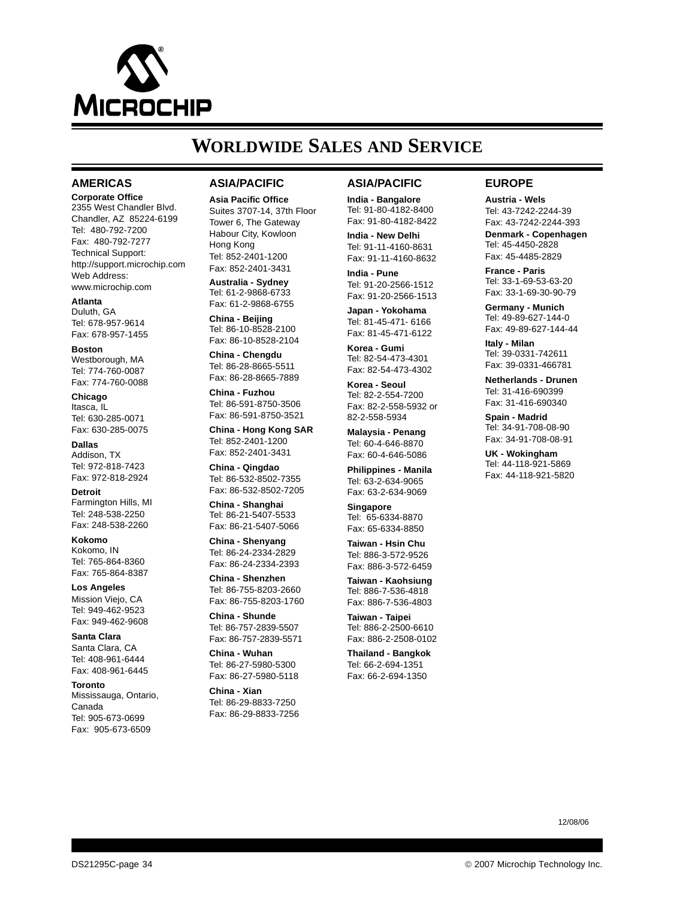# WORLDWIDE SALES AND SERVICE

## AMERICAS

**Corporate Office**
2355 West Chandler Blvd.
Chandler, AZ 85224-6199
Tel: 480-792-7200
Fax: 480-792-7277
Technical Support:
http://support.microchip.com
Web Address:
www.microchip.com

**Atlanta**
Duluth, GA
Tel: 678-957-9614
Fax: 678-957-1455

**Boston**
Westborough, MA
Tel: 774-760-0087
Fax: 774-760-0088

**Chicago**
Itasca, IL
Tel: 630-285-0071
Fax: 630-285-0075

**Dallas**
Addison, TX
Tel: 972-818-7423
Fax: 972-818-2924

**Detroit**
Farmington Hills, MI
Tel: 248-538-2250
Fax: 248-538-2260

**Kokomo**
Kokomo, IN
Tel: 765-864-8360
Fax: 765-864-8387

**Los Angeles**
Mission Viejo, CA
Tel: 949-462-9523
Fax: 949-462-9608

**Santa Clara**
Santa Clara, CA
Tel: 408-961-6444
Fax: 408-961-6445

**Toronto**
Mississauga, Ontario,
Canada
Tel: 905-673-0699
Fax: 905-673-6509

## ASIA/PACIFIC

**Asia Pacific Office**
Suites 3707-14, 37th Floor
Tower 6, The Gateway
Habour City, Kowloon
Hong Kong
Tel: 852-2401-1200
Fax: 852-2401-3431

**Australia - Sydney**
Tel: 61-2-9868-6733
Fax: 61-2-9868-6755

**China - Beijing**
Tel: 86-10-8528-2100
Fax: 86-10-8528-2104

**China - Chengdu**
Tel: 86-28-8665-5511
Fax: 86-28-8665-7889

**China - Fuzhou**
Tel: 86-591-8750-3506
Fax: 86-591-8750-3521

**China - Hong Kong SAR**
Tel: 852-2401-1200
Fax: 852-2401-3431

**China - Qingdao**
Tel: 86-532-8502-7355
Fax: 86-532-8502-7205

**China - Shanghai**
Tel: 86-21-5407-5533
Fax: 86-21-5407-5066

**China - Shenyang**
Tel: 86-24-2334-2829
Fax: 86-24-2334-2393

**China - Shenzhen**
Tel: 86-755-8203-2660
Fax: 86-755-8203-1760

**China - Shunde**
Tel: 86-757-2839-5507
Fax: 86-757-2839-5571

**China - Wuhan**
Tel: 86-27-5980-5300
Fax: 86-27-5980-5118

**China - Xian**
Tel: 86-29-8833-7250
Fax: 86-29-8833-7256

## ASIA/PACIFIC

**India - Bangalore**
Tel: 91-80-4182-8400
Fax: 91-80-4182-8422

**India - New Delhi**
Tel: 91-11-4160-8631
Fax: 91-11-4160-8632

**India - Pune**
Tel: 91-20-2566-1512
Fax: 91-20-2566-1513

**Japan - Yokohama**
Tel: 81-45-471- 6166
Fax: 81-45-471-6122

**Korea - Gumi**
Tel: 82-54-473-4301
Fax: 82-54-473-4302

**Korea - Seoul**
Tel: 82-2-554-7200
Fax: 82-2-558-5932 or
82-2-558-5934

**Malaysia - Penang**
Tel: 60-4-646-8870
Fax: 60-4-646-5086

**Philippines - Manila**
Tel: 63-2-634-9065
Fax: 63-2-634-9069

**Singapore**
Tel: 65-6334-8870
Fax: 65-6334-8850

**Taiwan - Hsin Chu**
Tel: 886-3-572-9526
Fax: 886-3-572-6459

**Taiwan - Kaohsiung**
Tel: 886-7-536-4818
Fax: 886-7-536-4803

**Taiwan - Taipei**
Tel: 886-2-2500-6610
Fax: 886-2-2508-0102

**Thailand - Bangkok**
Tel: 66-2-694-1351
Fax: 66-2-694-1350

## EUROPE

**Austria - Wels**
Tel: 43-7242-2244-39
Fax: 43-7242-2244-393

**Denmark - Copenhagen**
Tel: 45-4450-2828
Fax: 45-4485-2829

**France - Paris**
Tel: 33-1-69-53-63-20
Fax: 33-1-69-30-90-79

**Germany - Munich**
Tel: 49-89-627-144-0
Fax: 49-89-627-144-44

**Italy - Milan**
Tel: 39-0331-742611
Fax: 39-0331-466781

**Netherlands - Drunen**
Tel: 31-416-690399
Fax: 31-416-690340

**Spain - Madrid**
Tel: 34-91-708-08-90
Fax: 34-91-708-08-91

**UK - Wokingham**
Tel: 44-118-921-5869
Fax: 44-118-921-5820

12/08/06